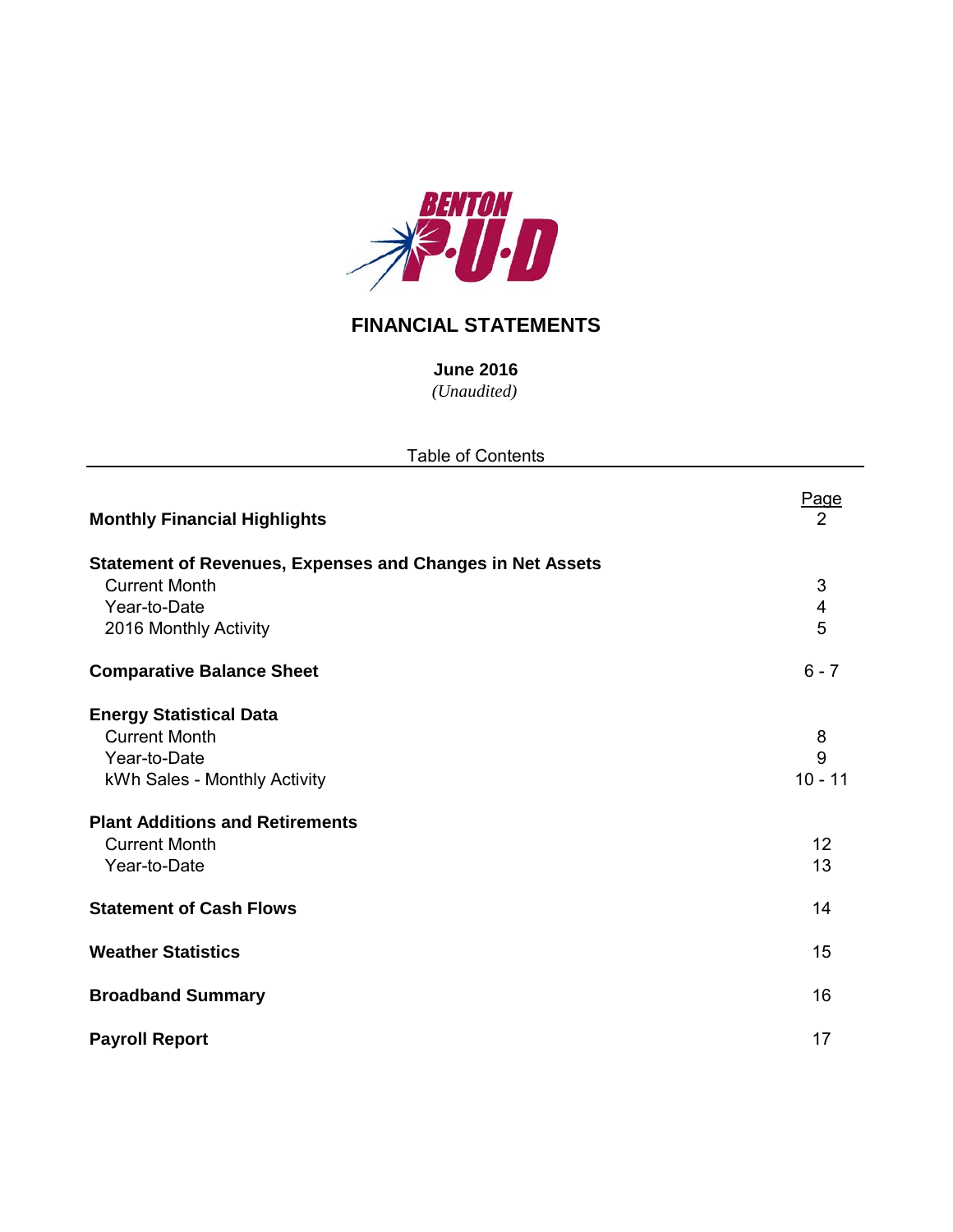BENTON P·U·D

# FINANCIAL STATEMENTS

**June 2016**

*(Unaudited)*

Table of Contents

| | Page |
|---|---|
| **Monthly Financial Highlights** | 2 |
| **Statement of Revenues, Expenses and Changes in Net Assets** | |
| Current Month | 3 |
| Year-to-Date | 4 |
| 2016 Monthly Activity | 5 |
| **Comparative Balance Sheet** | 6 - 7 |
| **Energy Statistical Data** | |
| Current Month | 8 |
| Year-to-Date | 9 |
| kWh Sales - Monthly Activity | 10 - 11 |
| **Plant Additions and Retirements** | |
| Current Month | 12 |
| Year-to-Date | 13 |
| **Statement of Cash Flows** | 14 |
| **Weather Statistics** | 15 |
| **Broadband Summary** | 16 |
| **Payroll Report** | 17 |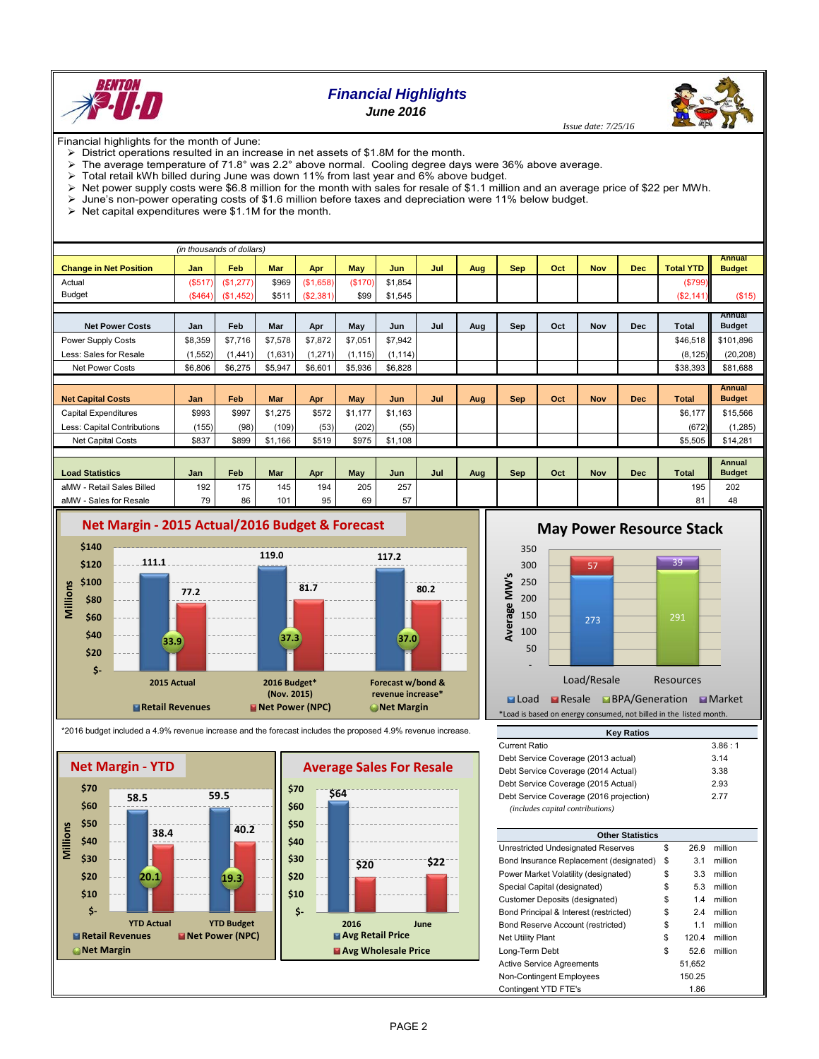# Financial Highlights
## June 2016

*Issue date: 7/25/16*

Financial highlights for the month of June:

- District operations resulted in an increase in net assets of $1.8M for the month.
- The average temperature of 71.8° was 2.2° above normal. Cooling degree days were 36% above average.
- Total retail kWh billed during June was down 11% from last year and 6% above budget.
- Net power supply costs were $6.8 million for the month with sales for resale of $1.1 million and an average price of $22 per MWh.
- June's non-power operating costs of $1.6 million before taxes and depreciation were 11% below budget.
- Net capital expenditures were $1.1M for the month.

*(in thousands of dollars)*

| Change in Net Position | Jan | Feb | Mar | Apr | May | Jun | Jul | Aug | Sep | Oct | Nov | Dec | Total YTD | Annual Budget |
|---|---|---|---|---|---|---|---|---|---|---|---|---|---|---|
| Actual | ($517) | ($1,277) | $969 | ($1,658) | ($170) | $1,854 | | | | | | | ($799) | |
| Budget | ($464) | ($1,452) | $511 | ($2,381) | $99 | $1,545 | | | | | | | ($2,141) | ($15) |

| Net Power Costs | Jan | Feb | Mar | Apr | May | Jun | Jul | Aug | Sep | Oct | Nov | Dec | Total | Annual Budget |
|---|---|---|---|---|---|---|---|---|---|---|---|---|---|---|
| Power Supply Costs | $8,359 | $7,716 | $7,578 | $7,872 | $7,051 | $7,942 | | | | | | | $46,518 | $101,896 |
| Less: Sales for Resale | (1,552) | (1,441) | (1,631) | (1,271) | (1,115) | (1,114) | | | | | | | (8,125) | (20,208) |
| Net Power Costs | $6,806 | $6,275 | $5,947 | $6,601 | $5,936 | $6,828 | | | | | | | $38,393 | $81,688 |

| Net Capital Costs | Jan | Feb | Mar | Apr | May | Jun | Jul | Aug | Sep | Oct | Nov | Dec | Total | Annual Budget |
|---|---|---|---|---|---|---|---|---|---|---|---|---|---|---|
| Capital Expenditures | $993 | $997 | $1,275 | $572 | $1,177 | $1,163 | | | | | | | $6,177 | $15,566 |
| Less: Capital Contributions | (155) | (98) | (109) | (53) | (202) | (55) | | | | | | | (672) | (1,285) |
| Net Capital Costs | $837 | $899 | $1,166 | $519 | $975 | $1,108 | | | | | | | $5,505 | $14,281 |

| Load Statistics | Jan | Feb | Mar | Apr | May | Jun | Jul | Aug | Sep | Oct | Nov | Dec | Total | Annual Budget |
|---|---|---|---|---|---|---|---|---|---|---|---|---|---|---|
| aMW - Retail Sales Billed | 192 | 175 | 145 | 194 | 205 | 257 | | | | | | | 195 | 202 |
| aMW - Sales for Resale | 79 | 86 | 101 | 95 | 69 | 57 | | | | | | | 81 | 48 |

### Net Margin - 2015 Actual/2016 Budget & Forecast

| (Millions) | Retail Revenues | Net Power (NPC) | Net Margin |
|---|---|---|---|
| 2015 Actual | 111.1 | 77.2 | 33.9 |
| 2016 Budget* (Nov. 2015) | 119.0 | 81.7 | 37.3 |
| Forecast w/bond & revenue increase* | 117.2 | 80.2 | 37.0 |

*2016 budget included a 4.9% revenue increase and the forecast includes the proposed 4.9% revenue increase.

### May Power Resource Stack

| Average MW's | Load | Resale | BPA/Generation | Market |
|---|---|---|---|---|
| Load/Resale | 273 | 57 | | |
| Resources | | | 291 | 39 |

*Load is based on energy consumed, not billed in the listed month.

### Net Margin - YTD

| (Millions) | Retail Revenues | Net Power (NPC) | Net Margin |
|---|---|---|---|
| YTD Actual | 58.5 | 38.4 | 20.1 |
| YTD Budget | 59.5 | 40.2 | 19.3 |

### Average Sales For Resale

| | Avg Retail Price | Avg Wholesale Price |
|---|---|---|
| 2016 | $64 | $20 |
| June | | $22 |

| Key Ratios | |
|---|---|
| Current Ratio | 3.86 : 1 |
| Debt Service Coverage (2013 actual) | 3.14 |
| Debt Service Coverage (2014 Actual) | 3.38 |
| Debt Service Coverage (2015 Actual) | 2.93 |
| Debt Service Coverage (2016 projection) | 2.77 |
| *(includes capital contributions)* | |

| Other Statistics | | | |
|---|---|---|---|
| Unrestricted Undesignated Reserves | $ | 26.9 | million |
| Bond Insurance Replacement (designated) | $ | 3.1 | million |
| Power Market Volatility (designated) | $ | 3.3 | million |
| Special Capital (designated) | $ | 5.3 | million |
| Customer Deposits (designated) | $ | 1.4 | million |
| Bond Principal & Interest (restricted) | $ | 2.4 | million |
| Bond Reserve Account (restricted) | $ | 1.1 | million |
| Net Utility Plant | $ | 120.4 | million |
| Long-Term Debt | $ | 52.6 | million |
| Active Service Agreements | | 51,652 | |
| Non-Contingent Employees | | 150.25 | |
| Contingent YTD FTE's | | 1.86 | |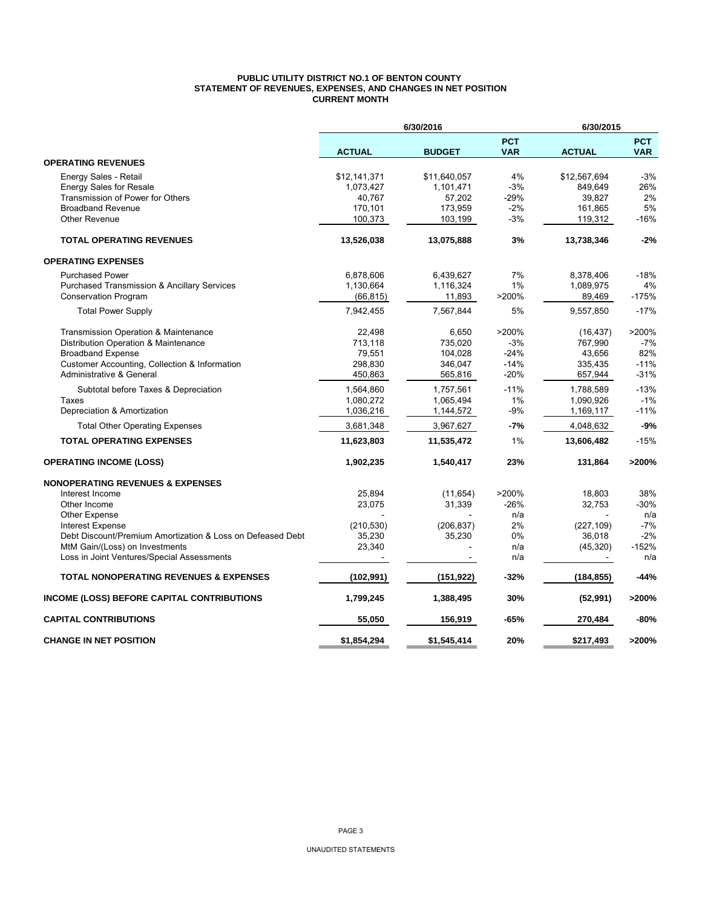**PUBLIC UTILITY DISTRICT NO.1 OF BENTON COUNTY**
**STATEMENT OF REVENUES, EXPENSES, AND CHANGES IN NET POSITION**
**CURRENT MONTH**

| | 6/30/2016 | | | 6/30/2015 | |
|---|---|---|---|---|---|
| | **ACTUAL** | **BUDGET** | **PCT VAR** | **ACTUAL** | **PCT VAR** |
| **OPERATING REVENUES** | | | | | |
| Energy Sales - Retail | $12,141,371 | $11,640,057 | 4% | $12,567,694 | -3% |
| Energy Sales for Resale | 1,073,427 | 1,101,471 | -3% | 849,649 | 26% |
| Transmission of Power for Others | 40,767 | 57,202 | -29% | 39,827 | 2% |
| Broadband Revenue | 170,101 | 173,959 | -2% | 161,865 | 5% |
| Other Revenue | 100,373 | 103,199 | -3% | 119,312 | -16% |
| **TOTAL OPERATING REVENUES** | **13,526,038** | **13,075,888** | **3%** | **13,738,346** | **-2%** |
| **OPERATING EXPENSES** | | | | | |
| Purchased Power | 6,878,606 | 6,439,627 | 7% | 8,378,406 | -18% |
| Purchased Transmission & Ancillary Services | 1,130,664 | 1,116,324 | 1% | 1,089,975 | 4% |
| Conservation Program | (66,815) | 11,893 | >200% | 89,469 | -175% |
| Total Power Supply | 7,942,455 | 7,567,844 | 5% | 9,557,850 | -17% |
| Transmission Operation & Maintenance | 22,498 | 6,650 | >200% | (16,437) | >200% |
| Distribution Operation & Maintenance | 713,118 | 735,020 | -3% | 767,990 | -7% |
| Broadband Expense | 79,551 | 104,028 | -24% | 43,656 | 82% |
| Customer Accounting, Collection & Information | 298,830 | 346,047 | -14% | 335,435 | -11% |
| Administrative & General | 450,863 | 565,816 | -20% | 657,944 | -31% |
| Subtotal before Taxes & Depreciation | 1,564,860 | 1,757,561 | -11% | 1,788,589 | -13% |
| Taxes | 1,080,272 | 1,065,494 | 1% | 1,090,926 | -1% |
| Depreciation & Amortization | 1,036,216 | 1,144,572 | -9% | 1,169,117 | -11% |
| Total Other Operating Expenses | 3,681,348 | 3,967,627 | **-7%** | 4,048,632 | **-9%** |
| **TOTAL OPERATING EXPENSES** | **11,623,803** | **11,535,472** | 1% | **13,606,482** | -15% |
| **OPERATING INCOME (LOSS)** | **1,902,235** | **1,540,417** | **23%** | **131,864** | **>200%** |
| **NONOPERATING REVENUES & EXPENSES** | | | | | |
| Interest Income | 25,894 | (11,654) | >200% | 18,803 | 38% |
| Other Income | 23,075 | 31,339 | -26% | 32,753 | -30% |
| Other Expense | - | - | n/a | - | n/a |
| Interest Expense | (210,530) | (206,837) | 2% | (227,109) | -7% |
| Debt Discount/Premium Amortization & Loss on Defeased Debt | 35,230 | 35,230 | 0% | 36,018 | -2% |
| MtM Gain/(Loss) on Investments | 23,340 | - | n/a | (45,320) | -152% |
| Loss in Joint Ventures/Special Assessments | - | - | n/a | - | n/a |
| **TOTAL NONOPERATING REVENUES & EXPENSES** | **(102,991)** | **(151,922)** | **-32%** | **(184,855)** | **-44%** |
| **INCOME (LOSS) BEFORE CAPITAL CONTRIBUTIONS** | **1,799,245** | **1,388,495** | **30%** | **(52,991)** | **>200%** |
| **CAPITAL CONTRIBUTIONS** | **55,050** | **156,919** | **-65%** | **270,484** | **-80%** |
| **CHANGE IN NET POSITION** | **$1,854,294** | **$1,545,414** | **20%** | **$217,493** | **>200%** |

UNAUDITED STATEMENTS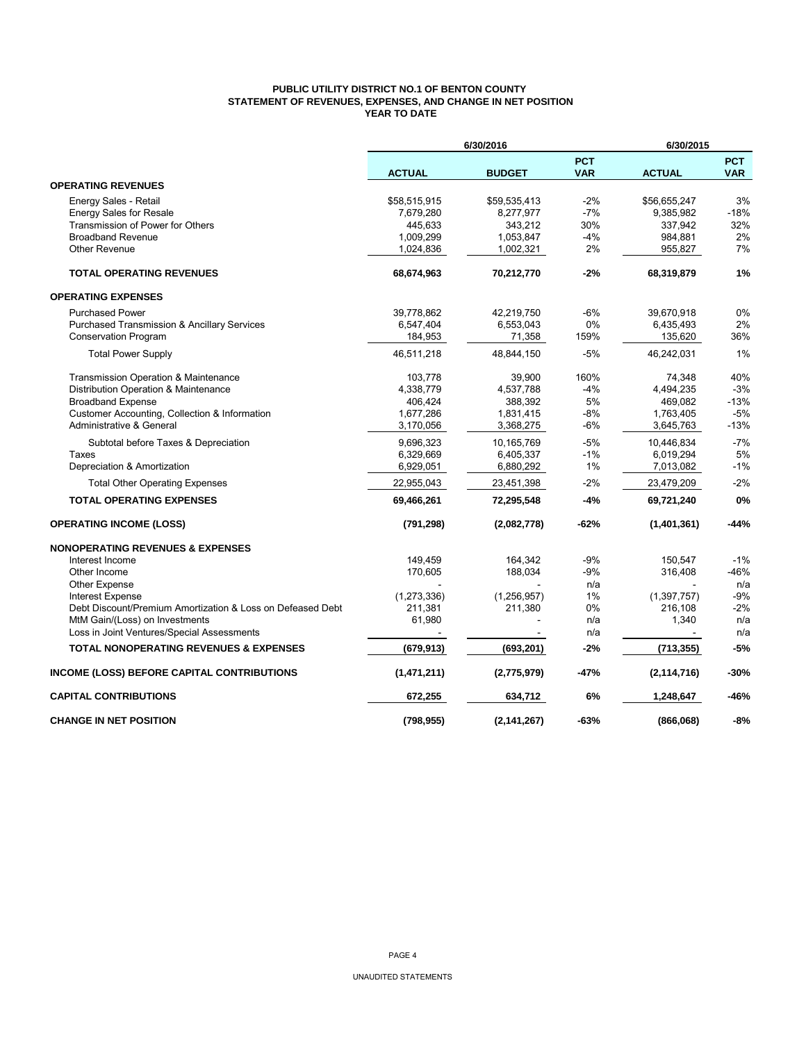# PUBLIC UTILITY DISTRICT NO.1 OF BENTON COUNTY
## STATEMENT OF REVENUES, EXPENSES, AND CHANGE IN NET POSITION
### YEAR TO DATE

| | 6/30/2016 | | | 6/30/2015 | |
|---|---|---|---|---|---|
| | **ACTUAL** | **BUDGET** | **PCT VAR** | **ACTUAL** | **PCT VAR** |
| **OPERATING REVENUES** | | | | | |
| Energy Sales - Retail | $58,515,915 | $59,535,413 | -2% | $56,655,247 | 3% |
| Energy Sales for Resale | 7,679,280 | 8,277,977 | -7% | 9,385,982 | -18% |
| Transmission of Power for Others | 445,633 | 343,212 | 30% | 337,942 | 32% |
| Broadband Revenue | 1,009,299 | 1,053,847 | -4% | 984,881 | 2% |
| Other Revenue | 1,024,836 | 1,002,321 | 2% | 955,827 | 7% |
| **TOTAL OPERATING REVENUES** | **68,674,963** | **70,212,770** | **-2%** | **68,319,879** | **1%** |
| **OPERATING EXPENSES** | | | | | |
| Purchased Power | 39,778,862 | 42,219,750 | -6% | 39,670,918 | 0% |
| Purchased Transmission & Ancillary Services | 6,547,404 | 6,553,043 | 0% | 6,435,493 | 2% |
| Conservation Program | 184,953 | 71,358 | 159% | 135,620 | 36% |
| Total Power Supply | 46,511,218 | 48,844,150 | -5% | 46,242,031 | 1% |
| Transmission Operation & Maintenance | 103,778 | 39,900 | 160% | 74,348 | 40% |
| Distribution Operation & Maintenance | 4,338,779 | 4,537,788 | -4% | 4,494,235 | -3% |
| Broadband Expense | 406,424 | 388,392 | 5% | 469,082 | -13% |
| Customer Accounting, Collection & Information | 1,677,286 | 1,831,415 | -8% | 1,763,405 | -5% |
| Administrative & General | 3,170,056 | 3,368,275 | -6% | 3,645,763 | -13% |
| Subtotal before Taxes & Depreciation | 9,696,323 | 10,165,769 | -5% | 10,446,834 | -7% |
| Taxes | 6,329,669 | 6,405,337 | -1% | 6,019,294 | 5% |
| Depreciation & Amortization | 6,929,051 | 6,880,292 | 1% | 7,013,082 | -1% |
| Total Other Operating Expenses | 22,955,043 | 23,451,398 | -2% | 23,479,209 | -2% |
| **TOTAL OPERATING EXPENSES** | **69,466,261** | **72,295,548** | **-4%** | **69,721,240** | **0%** |
| **OPERATING INCOME (LOSS)** | **(791,298)** | **(2,082,778)** | **-62%** | **(1,401,361)** | **-44%** |
| **NONOPERATING REVENUES & EXPENSES** | | | | | |
| Interest Income | 149,459 | 164,342 | -9% | 150,547 | -1% |
| Other Income | 170,605 | 188,034 | -9% | 316,408 | -46% |
| Other Expense | - | - | n/a | - | n/a |
| Interest Expense | (1,273,336) | (1,256,957) | 1% | (1,397,757) | -9% |
| Debt Discount/Premium Amortization & Loss on Defeased Debt | 211,381 | 211,380 | 0% | 216,108 | -2% |
| MtM Gain/(Loss) on Investments | 61,980 | - | n/a | 1,340 | n/a |
| Loss in Joint Ventures/Special Assessments | - | - | n/a | - | n/a |
| **TOTAL NONOPERATING REVENUES & EXPENSES** | **(679,913)** | **(693,201)** | **-2%** | **(713,355)** | **-5%** |
| **INCOME (LOSS) BEFORE CAPITAL CONTRIBUTIONS** | **(1,471,211)** | **(2,775,979)** | **-47%** | **(2,114,716)** | **-30%** |
| **CAPITAL CONTRIBUTIONS** | **672,255** | **634,712** | **6%** | **1,248,647** | **-46%** |
| **CHANGE IN NET POSITION** | **(798,955)** | **(2,141,267)** | **-63%** | **(866,068)** | **-8%** |

UNAUDITED STATEMENTS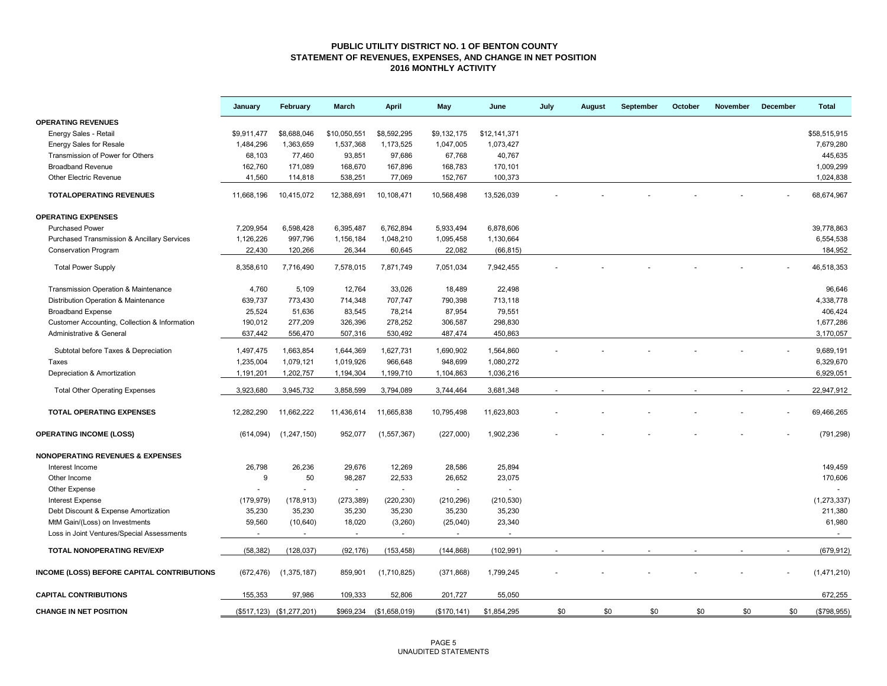# PUBLIC UTILITY DISTRICT NO. 1 OF BENTON COUNTY
## STATEMENT OF REVENUES, EXPENSES, AND CHANGE IN NET POSITION
### 2016 MONTHLY ACTIVITY

| | January | February | March | April | May | June | July | August | September | October | November | December | Total |
|---|---|---|---|---|---|---|---|---|---|---|---|---|---|
| **OPERATING REVENUES** | | | | | | | | | | | | | |
| Energy Sales - Retail | $9,911,477 | $8,688,046 | $10,050,551 | $8,592,295 | $9,132,175 | $12,141,371 | | | | | | | $58,515,915 |
| Energy Sales for Resale | 1,484,296 | 1,363,659 | 1,537,368 | 1,173,525 | 1,047,005 | 1,073,427 | | | | | | | 7,679,280 |
| Transmission of Power for Others | 68,103 | 77,460 | 93,851 | 97,686 | 67,768 | 40,767 | | | | | | | 445,635 |
| Broadband Revenue | 162,760 | 171,089 | 168,670 | 167,896 | 168,783 | 170,101 | | | | | | | 1,009,299 |
| Other Electric Revenue | 41,560 | 114,818 | 538,251 | 77,069 | 152,767 | 100,373 | | | | | | | 1,024,838 |
| **TOTALOPERATING REVENUES** | 11,668,196 | 10,415,072 | 12,388,691 | 10,108,471 | 10,568,498 | 13,526,039 | - | - | - | - | - | - | 68,674,967 |
| **OPERATING EXPENSES** | | | | | | | | | | | | | |
| Purchased Power | 7,209,954 | 6,598,428 | 6,395,487 | 6,762,894 | 5,933,494 | 6,878,606 | | | | | | | 39,778,863 |
| Purchased Transmission & Ancillary Services | 1,126,226 | 997,796 | 1,156,184 | 1,048,210 | 1,095,458 | 1,130,664 | | | | | | | 6,554,538 |
| Conservation Program | 22,430 | 120,266 | 26,344 | 60,645 | 22,082 | (66,815) | | | | | | | 184,952 |
| Total Power Supply | 8,358,610 | 7,716,490 | 7,578,015 | 7,871,749 | 7,051,034 | 7,942,455 | - | - | - | - | - | - | 46,518,353 |
| Transmission Operation & Maintenance | 4,760 | 5,109 | 12,764 | 33,026 | 18,489 | 22,498 | | | | | | | 96,646 |
| Distribution Operation & Maintenance | 639,737 | 773,430 | 714,348 | 707,747 | 790,398 | 713,118 | | | | | | | 4,338,778 |
| Broadband Expense | 25,524 | 51,636 | 83,545 | 78,214 | 87,954 | 79,551 | | | | | | | 406,424 |
| Customer Accounting, Collection & Information | 190,012 | 277,209 | 326,396 | 278,252 | 306,587 | 298,830 | | | | | | | 1,677,286 |
| Administrative & General | 637,442 | 556,470 | 507,316 | 530,492 | 487,474 | 450,863 | | | | | | | 3,170,057 |
| Subtotal before Taxes & Depreciation | 1,497,475 | 1,663,854 | 1,644,369 | 1,627,731 | 1,690,902 | 1,564,860 | - | - | - | - | - | - | 9,689,191 |
| Taxes | 1,235,004 | 1,079,121 | 1,019,926 | 966,648 | 948,699 | 1,080,272 | | | | | | | 6,329,670 |
| Depreciation & Amortization | 1,191,201 | 1,202,757 | 1,194,304 | 1,199,710 | 1,104,863 | 1,036,216 | | | | | | | 6,929,051 |
| Total Other Operating Expenses | 3,923,680 | 3,945,732 | 3,858,599 | 3,794,089 | 3,744,464 | 3,681,348 | - | - | - | - | - | - | 22,947,912 |
| **TOTAL OPERATING EXPENSES** | 12,282,290 | 11,662,222 | 11,436,614 | 11,665,838 | 10,795,498 | 11,623,803 | - | - | - | - | - | - | 69,466,265 |
| **OPERATING INCOME (LOSS)** | (614,094) | (1,247,150) | 952,077 | (1,557,367) | (227,000) | 1,902,236 | - | - | - | - | - | - | (791,298) |
| **NONOPERATING REVENUES & EXPENSES** | | | | | | | | | | | | | |
| Interest Income | 26,798 | 26,236 | 29,676 | 12,269 | 28,586 | 25,894 | | | | | | | 149,459 |
| Other Income | 9 | 50 | 98,287 | 22,533 | 26,652 | 23,075 | | | | | | | 170,606 |
| Other Expense | - | - | - | - | - | - | | | | | | | - |
| Interest Expense | (179,979) | (178,913) | (273,389) | (220,230) | (210,296) | (210,530) | | | | | | | (1,273,337) |
| Debt Discount & Expense Amortization | 35,230 | 35,230 | 35,230 | 35,230 | 35,230 | 35,230 | | | | | | | 211,380 |
| MtM Gain/(Loss) on Investments | 59,560 | (10,640) | 18,020 | (3,260) | (25,040) | 23,340 | | | | | | | 61,980 |
| Loss in Joint Ventures/Special Assessments | - | - | - | - | - | - | | | | | | | - |
| **TOTAL NONOPERATING REV/EXP** | (58,382) | (128,037) | (92,176) | (153,458) | (144,868) | (102,991) | - | - | - | - | - | - | (679,912) |
| **INCOME (LOSS) BEFORE CAPITAL CONTRIBUTIONS** | (672,476) | (1,375,187) | 859,901 | (1,710,825) | (371,868) | 1,799,245 | - | - | - | - | - | - | (1,471,210) |
| **CAPITAL CONTRIBUTIONS** | 155,353 | 97,986 | 109,333 | 52,806 | 201,727 | 55,050 | | | | | | | 672,255 |
| **CHANGE IN NET POSITION** | ($517,123) | ($1,277,201) | $969,234 | ($1,658,019) | ($170,141) | $1,854,295 | $0 | $0 | $0 | $0 | $0 | $0 | ($798,955) |

UNAUDITED STATEMENTS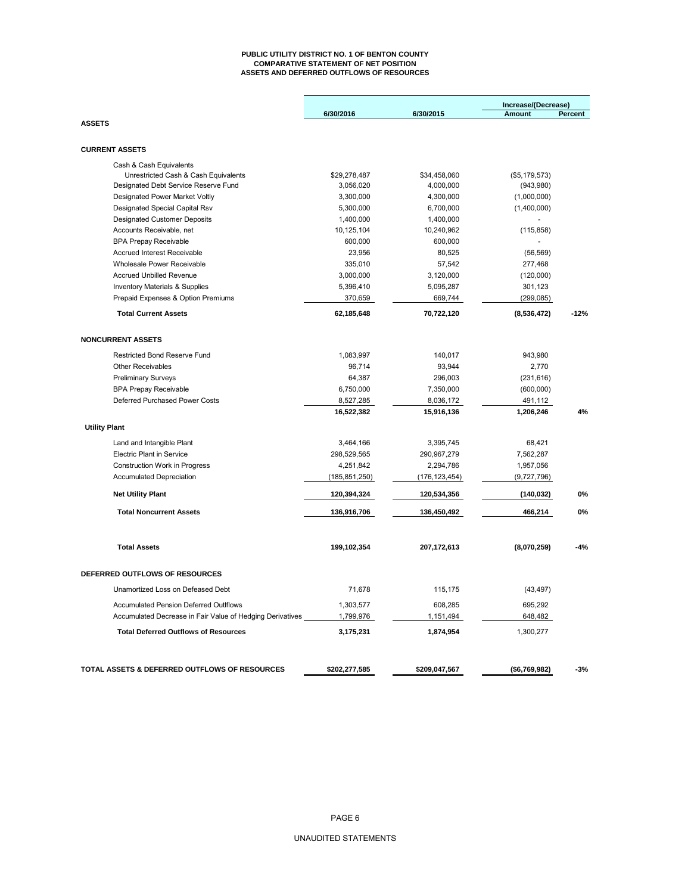**PUBLIC UTILITY DISTRICT NO. 1 OF BENTON COUNTY**
**COMPARATIVE STATEMENT OF NET POSITION**
**ASSETS AND DEFERRED OUTFLOWS OF RESOURCES**

| | 6/30/2016 | 6/30/2015 | Increase/(Decrease) Amount | Percent |
|---|---|---|---|---|
| **ASSETS** | | | | |
| **CURRENT ASSETS** | | | | |
| Cash & Cash Equivalents | | | | |
| Unrestricted Cash & Cash Equivalents | $29,278,487 | $34,458,060 | ($5,179,573) | |
| Designated Debt Service Reserve Fund | 3,056,020 | 4,000,000 | (943,980) | |
| Designated Power Market Voltly | 3,300,000 | 4,300,000 | (1,000,000) | |
| Designated Special Capital Rsv | 5,300,000 | 6,700,000 | (1,400,000) | |
| Designated Customer Deposits | 1,400,000 | 1,400,000 | - | |
| Accounts Receivable, net | 10,125,104 | 10,240,962 | (115,858) | |
| BPA Prepay Receivable | 600,000 | 600,000 | - | |
| Accrued Interest Receivable | 23,956 | 80,525 | (56,569) | |
| Wholesale Power Receivable | 335,010 | 57,542 | 277,468 | |
| Accrued Unbilled Revenue | 3,000,000 | 3,120,000 | (120,000) | |
| Inventory Materials & Supplies | 5,396,410 | 5,095,287 | 301,123 | |
| Prepaid Expenses & Option Premiums | 370,659 | 669,744 | (299,085) | |
| **Total Current Assets** | **62,185,648** | **70,722,120** | **(8,536,472)** | **-12%** |
| **NONCURRENT ASSETS** | | | | |
| Restricted Bond Reserve Fund | 1,083,997 | 140,017 | 943,980 | |
| Other Receivables | 96,714 | 93,944 | 2,770 | |
| Preliminary Surveys | 64,387 | 296,003 | (231,616) | |
| BPA Prepay Receivable | 6,750,000 | 7,350,000 | (600,000) | |
| Deferred Purchased Power Costs | 8,527,285 | 8,036,172 | 491,112 | |
| | **16,522,382** | **15,916,136** | **1,206,246** | **4%** |
| **Utility Plant** | | | | |
| Land and Intangible Plant | 3,464,166 | 3,395,745 | 68,421 | |
| Electric Plant in Service | 298,529,565 | 290,967,279 | 7,562,287 | |
| Construction Work in Progress | 4,251,842 | 2,294,786 | 1,957,056 | |
| Accumulated Depreciation | (185,851,250) | (176,123,454) | (9,727,796) | |
| **Net Utility Plant** | **120,394,324** | **120,534,356** | **(140,032)** | **0%** |
| **Total Noncurrent Assets** | **136,916,706** | **136,450,492** | **466,214** | **0%** |
| **Total Assets** | **199,102,354** | **207,172,613** | **(8,070,259)** | **-4%** |
| **DEFERRED OUTFLOWS OF RESOURCES** | | | | |
| Unamortized Loss on Defeased Debt | 71,678 | 115,175 | (43,497) | |
| Accumulated Pension Deferred Outlflows | 1,303,577 | 608,285 | 695,292 | |
| Accumulated Decrease in Fair Value of Hedging Derivatives | 1,799,976 | 1,151,494 | 648,482 | |
| **Total Deferred Outflows of Resources** | **3,175,231** | **1,874,954** | 1,300,277 | |
| **TOTAL ASSETS & DEFERRED OUTFLOWS OF RESOURCES** | **$202,277,585** | **$209,047,567** | **($6,769,982)** | **-3%** |

UNAUDITED STATEMENTS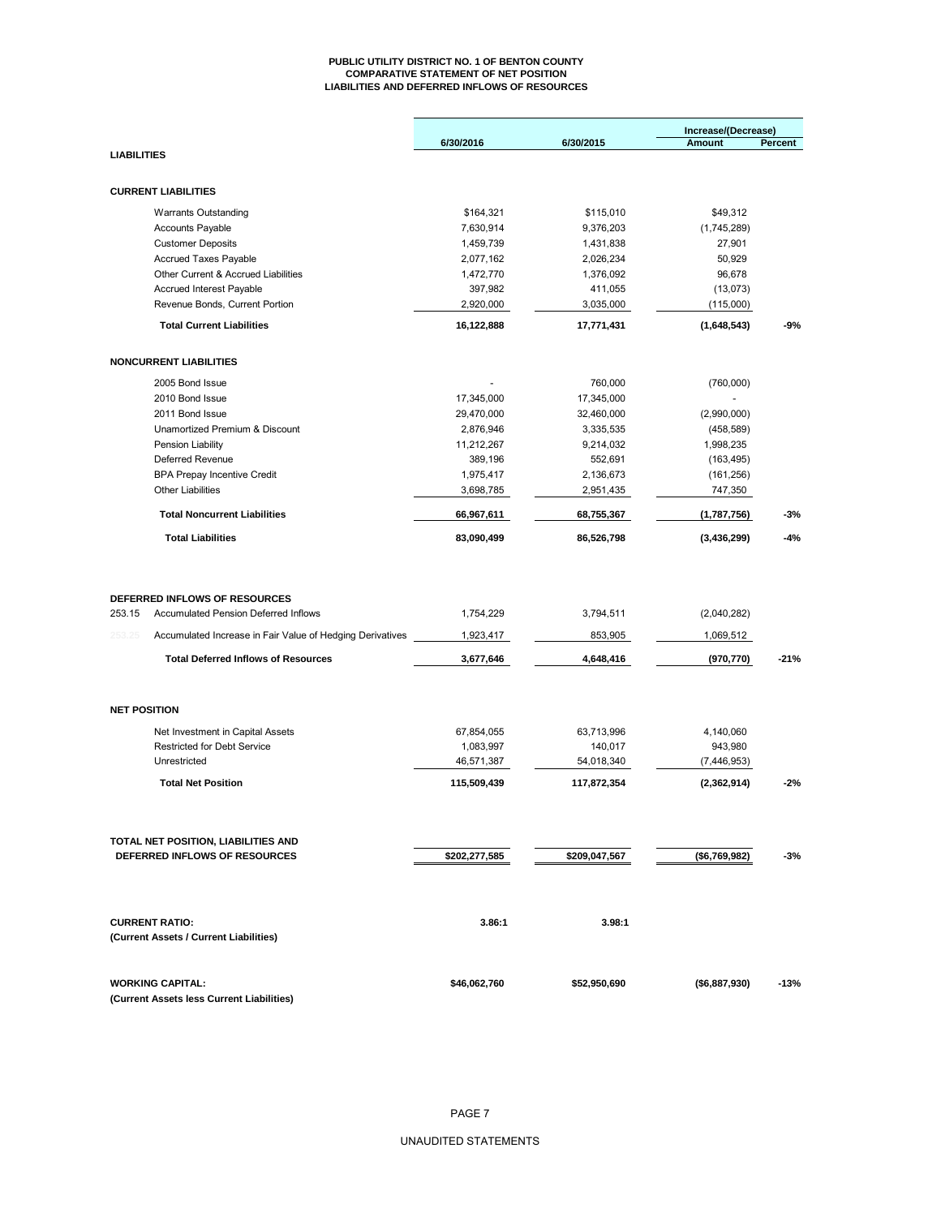# PUBLIC UTILITY DISTRICT NO. 1 OF BENTON COUNTY
## COMPARATIVE STATEMENT OF NET POSITION
## LIABILITIES AND DEFERRED INFLOWS OF RESOURCES

| | 6/30/2016 | 6/30/2015 | Increase/(Decrease) Amount | Percent |
|---|---|---|---|---|
| **LIABILITIES** | | | | |
| **CURRENT LIABILITIES** | | | | |
| Warrants Outstanding | $164,321 | $115,010 | $49,312 | |
| Accounts Payable | 7,630,914 | 9,376,203 | (1,745,289) | |
| Customer Deposits | 1,459,739 | 1,431,838 | 27,901 | |
| Accrued Taxes Payable | 2,077,162 | 2,026,234 | 50,929 | |
| Other Current & Accrued Liabilities | 1,472,770 | 1,376,092 | 96,678 | |
| Accrued Interest Payable | 397,982 | 411,055 | (13,073) | |
| Revenue Bonds, Current Portion | 2,920,000 | 3,035,000 | (115,000) | |
| **Total Current Liabilities** | **16,122,888** | **17,771,431** | **(1,648,543)** | **-9%** |
| **NONCURRENT LIABILITIES** | | | | |
| 2005 Bond Issue | - | 760,000 | (760,000) | |
| 2010 Bond Issue | 17,345,000 | 17,345,000 | - | |
| 2011 Bond Issue | 29,470,000 | 32,460,000 | (2,990,000) | |
| Unamortized Premium & Discount | 2,876,946 | 3,335,535 | (458,589) | |
| Pension Liability | 11,212,267 | 9,214,032 | 1,998,235 | |
| Deferred Revenue | 389,196 | 552,691 | (163,495) | |
| BPA Prepay Incentive Credit | 1,975,417 | 2,136,673 | (161,256) | |
| Other Liabilities | 3,698,785 | 2,951,435 | 747,350 | |
| **Total Noncurrent Liabilities** | **66,967,611** | **68,755,367** | **(1,787,756)** | **-3%** |
| **Total Liabilities** | **83,090,499** | **86,526,798** | **(3,436,299)** | **-4%** |
| **DEFERRED INFLOWS OF RESOURCES** | | | | |
| 253.15 Accumulated Pension Deferred Inflows | 1,754,229 | 3,794,511 | (2,040,282) | |
| 253.25 Accumulated Increase in Fair Value of Hedging Derivatives | 1,923,417 | 853,905 | 1,069,512 | |
| **Total Deferred Inflows of Resources** | **3,677,646** | **4,648,416** | **(970,770)** | **-21%** |
| **NET POSITION** | | | | |
| Net Investment in Capital Assets | 67,854,055 | 63,713,996 | 4,140,060 | |
| Restricted for Debt Service | 1,083,997 | 140,017 | 943,980 | |
| Unrestricted | 46,571,387 | 54,018,340 | (7,446,953) | |
| **Total Net Position** | **115,509,439** | **117,872,354** | **(2,362,914)** | **-2%** |
| **TOTAL NET POSITION, LIABILITIES AND DEFERRED INFLOWS OF RESOURCES** | **$202,277,585** | **$209,047,567** | **($6,769,982)** | **-3%** |
| **CURRENT RATIO:** (Current Assets / Current Liabilities) | **3.86:1** | **3.98:1** | | |
| **WORKING CAPITAL:** (Current Assets less Current Liabilities) | **$46,062,760** | **$52,950,690** | **($6,887,930)** | **-13%** |

UNAUDITED STATEMENTS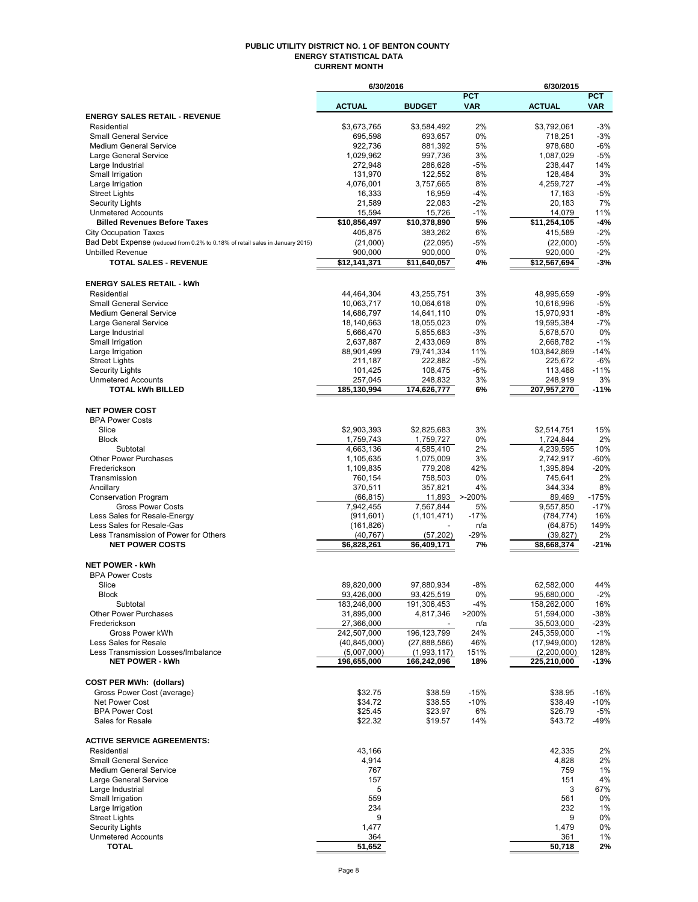**PUBLIC UTILITY DISTRICT NO. 1 OF BENTON COUNTY**
**ENERGY STATISTICAL DATA**
**CURRENT MONTH**

| | 6/30/2016 | | | 6/30/2015 | |
|---|---|---|---|---|---|
| | **ACTUAL** | **BUDGET** | **PCT VAR** | **ACTUAL** | **PCT VAR** |
| **ENERGY SALES RETAIL - REVENUE** | | | | | |
| Residential | $3,673,765 | $3,584,492 | 2% | $3,792,061 | -3% |
| Small General Service | 695,598 | 693,657 | 0% | 718,251 | -3% |
| Medium General Service | 922,736 | 881,392 | 5% | 978,680 | -6% |
| Large General Service | 1,029,962 | 997,736 | 3% | 1,087,029 | -5% |
| Large Industrial | 272,948 | 286,628 | -5% | 238,447 | 14% |
| Small Irrigation | 131,970 | 122,552 | 8% | 128,484 | 3% |
| Large Irrigation | 4,076,001 | 3,757,665 | 8% | 4,259,727 | -4% |
| Street Lights | 16,333 | 16,959 | -4% | 17,163 | -5% |
| Security Lights | 21,589 | 22,083 | -2% | 20,183 | 7% |
| Unmetered Accounts | 15,594 | 15,726 | -1% | 14,079 | 11% |
| **Billed Revenues Before Taxes** | **$10,856,497** | **$10,378,890** | **5%** | **$11,254,105** | **-4%** |
| City Occupation Taxes | 405,875 | 383,262 | 6% | 415,589 | -2% |
| Bad Debt Expense (reduced from 0.2% to 0.18% of retail sales in January 2015) | (21,000) | (22,095) | -5% | (22,000) | -5% |
| Unbilled Revenue | 900,000 | 900,000 | 0% | 920,000 | -2% |
| **TOTAL SALES - REVENUE** | **$12,141,371** | **$11,640,057** | **4%** | **$12,567,694** | **-3%** |
| **ENERGY SALES RETAIL - kWh** | | | | | |
| Residential | 44,464,304 | 43,255,751 | 3% | 48,995,659 | -9% |
| Small General Service | 10,063,717 | 10,064,618 | 0% | 10,616,996 | -5% |
| Medium General Service | 14,686,797 | 14,641,110 | 0% | 15,970,931 | -8% |
| Large General Service | 18,140,663 | 18,055,023 | 0% | 19,595,384 | -7% |
| Large Industrial | 5,666,470 | 5,855,683 | -3% | 5,678,570 | 0% |
| Small Irrigation | 2,637,887 | 2,433,069 | 8% | 2,668,782 | -1% |
| Large Irrigation | 88,901,499 | 79,741,334 | 11% | 103,842,869 | -14% |
| Street Lights | 211,187 | 222,882 | -5% | 225,672 | -6% |
| Security Lights | 101,425 | 108,475 | -6% | 113,488 | -11% |
| Unmetered Accounts | 257,045 | 248,832 | 3% | 248,919 | 3% |
| **TOTAL kWh BILLED** | **185,130,994** | **174,626,777** | **6%** | **207,957,270** | **-11%** |
| **NET POWER COST** | | | | | |
| BPA Power Costs | | | | | |
| Slice | $2,903,393 | $2,825,683 | 3% | $2,514,751 | 15% |
| Block | 1,759,743 | 1,759,727 | 0% | 1,724,844 | 2% |
| Subtotal | 4,663,136 | 4,585,410 | 2% | 4,239,595 | 10% |
| Other Power Purchases | 1,105,635 | 1,075,009 | 3% | 2,742,917 | -60% |
| Frederickson | 1,109,835 | 779,208 | 42% | 1,395,894 | -20% |
| Transmission | 760,154 | 758,503 | 0% | 745,641 | 2% |
| Ancillary | 370,511 | 357,821 | 4% | 344,334 | 8% |
| Conservation Program | (66,815) | 11,893 | >-200% | 89,469 | -175% |
| Gross Power Costs | 7,942,455 | 7,567,844 | 5% | 9,557,850 | -17% |
| Less Sales for Resale-Energy | (911,601) | (1,101,471) | -17% | (784,774) | 16% |
| Less Sales for Resale-Gas | (161,826) | - | n/a | (64,875) | 149% |
| Less Transmission of Power for Others | (40,767) | (57,202) | -29% | (39,827) | 2% |
| **NET POWER COSTS** | **$6,828,261** | **$6,409,171** | **7%** | **$8,668,374** | **-21%** |
| **NET POWER - kWh** | | | | | |
| BPA Power Costs | | | | | |
| Slice | 89,820,000 | 97,880,934 | -8% | 62,582,000 | 44% |
| Block | 93,426,000 | 93,425,519 | 0% | 95,680,000 | -2% |
| Subtotal | 183,246,000 | 191,306,453 | -4% | 158,262,000 | 16% |
| Other Power Purchases | 31,895,000 | 4,817,346 | >200% | 51,594,000 | -38% |
| Frederickson | 27,366,000 | - | n/a | 35,503,000 | -23% |
| Gross Power kWh | 242,507,000 | 196,123,799 | 24% | 245,359,000 | -1% |
| Less Sales for Resale | (40,845,000) | (27,888,586) | 46% | (17,949,000) | 128% |
| Less Transmission Losses/Imbalance | (5,007,000) | (1,993,117) | 151% | (2,200,000) | 128% |
| **NET POWER - kWh** | **196,655,000** | **166,242,096** | **18%** | **225,210,000** | **-13%** |
| **COST PER MWh: (dollars)** | | | | | |
| Gross Power Cost (average) | $32.75 | $38.59 | -15% | $38.95 | -16% |
| Net Power Cost | $34.72 | $38.55 | -10% | $38.49 | -10% |
| BPA Power Cost | $25.45 | $23.97 | 6% | $26.79 | -5% |
| Sales for Resale | $22.32 | $19.57 | 14% | $43.72 | -49% |
| **ACTIVE SERVICE AGREEMENTS:** | | | | | |
| Residential | 43,166 | | | 42,335 | 2% |
| Small General Service | 4,914 | | | 4,828 | 2% |
| Medium General Service | 767 | | | 759 | 1% |
| Large General Service | 157 | | | 151 | 4% |
| Large Industrial | 5 | | | 3 | 67% |
| Small Irrigation | 559 | | | 561 | 0% |
| Large Irrigation | 234 | | | 232 | 1% |
| Street Lights | 9 | | | 9 | 0% |
| Security Lights | 1,477 | | | 1,479 | 0% |
| Unmetered Accounts | 364 | | | 361 | 1% |
| **TOTAL** | **51,652** | | | **50,718** | **2%** |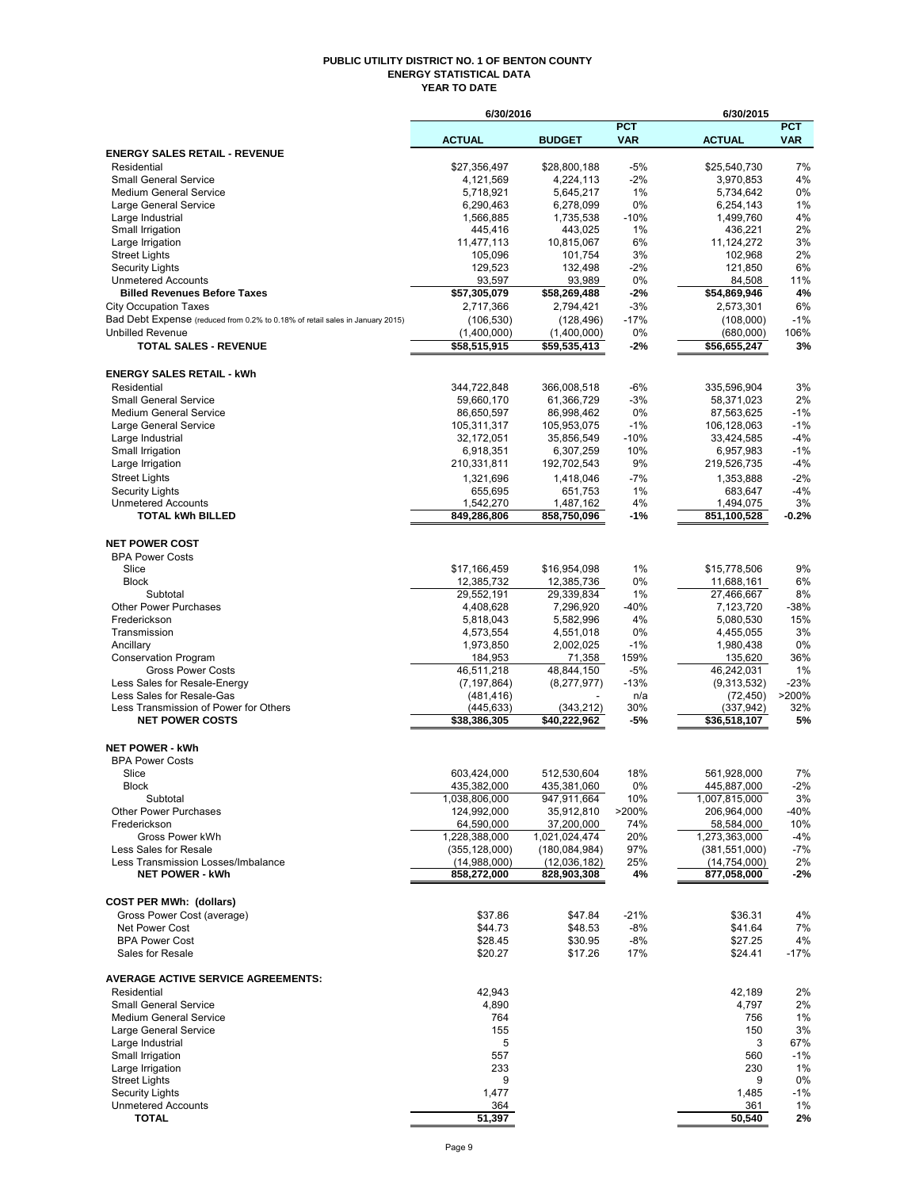# PUBLIC UTILITY DISTRICT NO. 1 OF BENTON COUNTY
## ENERGY STATISTICAL DATA
### YEAR TO DATE

| | 6/30/2016 | | | 6/30/2015 | |
|---|---|---|---|---|---|
| | ACTUAL | BUDGET | PCT VAR | ACTUAL | PCT VAR |
| **ENERGY SALES RETAIL - REVENUE** | | | | | |
| Residential | $27,356,497 | $28,800,188 | -5% | $25,540,730 | 7% |
| Small General Service | 4,121,569 | 4,224,113 | -2% | 3,970,853 | 4% |
| Medium General Service | 5,718,921 | 5,645,217 | 1% | 5,734,642 | 0% |
| Large General Service | 6,290,463 | 6,278,099 | 0% | 6,254,143 | 1% |
| Large Industrial | 1,566,885 | 1,735,538 | -10% | 1,499,760 | 4% |
| Small Irrigation | 445,416 | 443,025 | 1% | 436,221 | 2% |
| Large Irrigation | 11,477,113 | 10,815,067 | 6% | 11,124,272 | 3% |
| Street Lights | 105,096 | 101,754 | 3% | 102,968 | 2% |
| Security Lights | 129,523 | 132,498 | -2% | 121,850 | 6% |
| Unmetered Accounts | 93,597 | 93,989 | 0% | 84,508 | 11% |
| **Billed Revenues Before Taxes** | **$57,305,079** | **$58,269,488** | **-2%** | **$54,869,946** | **4%** |
| City Occupation Taxes | 2,717,366 | 2,794,421 | -3% | 2,573,301 | 6% |
| Bad Debt Expense (reduced from 0.2% to 0.18% of retail sales in January 2015) | (106,530) | (128,496) | -17% | (108,000) | -1% |
| Unbilled Revenue | (1,400,000) | (1,400,000) | 0% | (680,000) | 106% |
| **TOTAL SALES - REVENUE** | **$58,515,915** | **$59,535,413** | **-2%** | **$56,655,247** | **3%** |
| **ENERGY SALES RETAIL - kWh** | | | | | |
| Residential | 344,722,848 | 366,008,518 | -6% | 335,596,904 | 3% |
| Small General Service | 59,660,170 | 61,366,729 | -3% | 58,371,023 | 2% |
| Medium General Service | 86,650,597 | 86,998,462 | 0% | 87,563,625 | -1% |
| Large General Service | 105,311,317 | 105,953,075 | -1% | 106,128,063 | -1% |
| Large Industrial | 32,172,051 | 35,856,549 | -10% | 33,424,585 | -4% |
| Small Irrigation | 6,918,351 | 6,307,259 | 10% | 6,957,983 | -1% |
| Large Irrigation | 210,331,811 | 192,702,543 | 9% | 219,526,735 | -4% |
| Street Lights | 1,321,696 | 1,418,046 | -7% | 1,353,888 | -2% |
| Security Lights | 655,695 | 651,753 | 1% | 683,647 | -4% |
| Unmetered Accounts | 1,542,270 | 1,487,162 | 4% | 1,494,075 | 3% |
| **TOTAL kWh BILLED** | **849,286,806** | **858,750,096** | **-1%** | **851,100,528** | **-0.2%** |
| **NET POWER COST** | | | | | |
| BPA Power Costs | | | | | |
| Slice | $17,166,459 | $16,954,098 | 1% | $15,778,506 | 9% |
| Block | 12,385,732 | 12,385,736 | 0% | 11,688,161 | 6% |
| Subtotal | 29,552,191 | 29,339,834 | 1% | 27,466,667 | 8% |
| Other Power Purchases | 4,408,628 | 7,296,920 | -40% | 7,123,720 | -38% |
| Frederickson | 5,818,043 | 5,582,996 | 4% | 5,080,530 | 15% |
| Transmission | 4,573,554 | 4,551,018 | 0% | 4,455,055 | 3% |
| Ancillary | 1,973,850 | 2,002,025 | -1% | 1,980,438 | 0% |
| Conservation Program | 184,953 | 71,358 | 159% | 135,620 | 36% |
| Gross Power Costs | 46,511,218 | 48,844,150 | -5% | 46,242,031 | 1% |
| Less Sales for Resale-Energy | (7,197,864) | (8,277,977) | -13% | (9,313,532) | -23% |
| Less Sales for Resale-Gas | (481,416) | - | n/a | (72,450) | >200% |
| Less Transmission of Power for Others | (445,633) | (343,212) | 30% | (337,942) | 32% |
| **NET POWER COSTS** | **$38,386,305** | **$40,222,962** | **-5%** | **$36,518,107** | **5%** |
| **NET POWER - kWh** | | | | | |
| BPA Power Costs | | | | | |
| Slice | 603,424,000 | 512,530,604 | 18% | 561,928,000 | 7% |
| Block | 435,382,000 | 435,381,060 | 0% | 445,887,000 | -2% |
| Subtotal | 1,038,806,000 | 947,911,664 | 10% | 1,007,815,000 | 3% |
| Other Power Purchases | 124,992,000 | 35,912,810 | >200% | 206,964,000 | -40% |
| Frederickson | 64,590,000 | 37,200,000 | 74% | 58,584,000 | 10% |
| Gross Power kWh | 1,228,388,000 | 1,021,024,474 | 20% | 1,273,363,000 | -4% |
| Less Sales for Resale | (355,128,000) | (180,084,984) | 97% | (381,551,000) | -7% |
| Less Transmission Losses/Imbalance | (14,988,000) | (12,036,182) | 25% | (14,754,000) | 2% |
| **NET POWER - kWh** | **858,272,000** | **828,903,308** | **4%** | **877,058,000** | **-2%** |
| **COST PER MWh: (dollars)** | | | | | |
| Gross Power Cost (average) | $37.86 | $47.84 | -21% | $36.31 | 4% |
| Net Power Cost | $44.73 | $48.53 | -8% | $41.64 | 7% |
| BPA Power Cost | $28.45 | $30.95 | -8% | $27.25 | 4% |
| Sales for Resale | $20.27 | $17.26 | 17% | $24.41 | -17% |
| **AVERAGE ACTIVE SERVICE AGREEMENTS:** | | | | | |
| Residential | 42,943 | | | 42,189 | 2% |
| Small General Service | 4,890 | | | 4,797 | 2% |
| Medium General Service | 764 | | | 756 | 1% |
| Large General Service | 155 | | | 150 | 3% |
| Large Industrial | 5 | | | 3 | 67% |
| Small Irrigation | 557 | | | 560 | -1% |
| Large Irrigation | 233 | | | 230 | 1% |
| Street Lights | 9 | | | 9 | 0% |
| Security Lights | 1,477 | | | 1,485 | -1% |
| Unmetered Accounts | 364 | | | 361 | 1% |
| **TOTAL** | **51,397** | | | **50,540** | **2%** |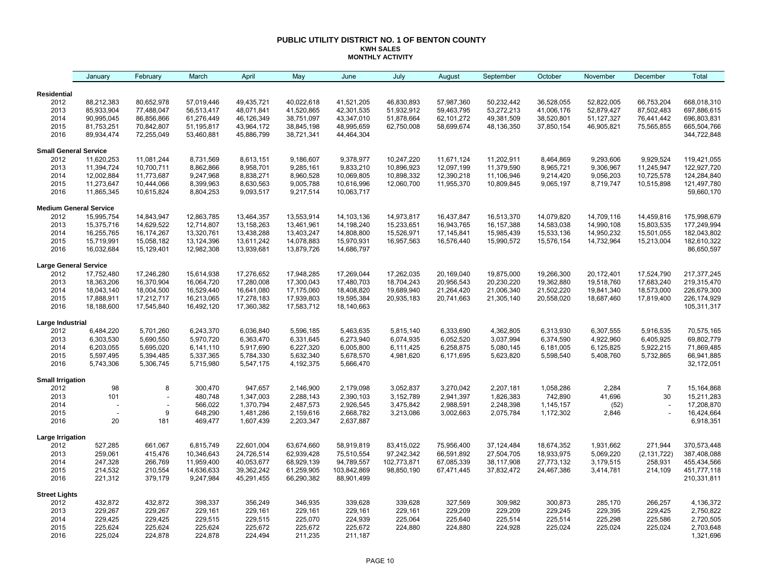# PUBLIC UTILITY DISTRICT NO. 1 OF BENTON COUNTY
## KWH SALES
### MONTHLY ACTIVITY

| | January | February | March | April | May | June | July | August | September | October | November | December | Total |
|---|---|---|---|---|---|---|---|---|---|---|---|---|---|
| **Residential** | | | | | | | | | | | | | |
| 2012 | 88,212,383 | 80,652,978 | 57,019,446 | 49,435,721 | 40,022,618 | 41,521,205 | 46,830,893 | 57,987,360 | 50,232,442 | 36,528,055 | 52,822,005 | 66,753,204 | 668,018,310 |
| 2013 | 85,933,904 | 77,488,047 | 56,513,417 | 48,071,841 | 41,520,865 | 42,301,535 | 51,932,912 | 59,463,795 | 53,272,213 | 41,006,176 | 52,879,427 | 87,502,483 | 697,886,615 |
| 2014 | 90,995,045 | 86,856,866 | 61,276,449 | 46,126,349 | 38,751,097 | 43,347,010 | 51,878,664 | 62,101,272 | 49,381,509 | 38,520,801 | 51,127,327 | 76,441,442 | 696,803,831 |
| 2015 | 81,753,251 | 70,842,807 | 51,195,817 | 43,964,172 | 38,845,198 | 48,995,659 | 62,750,008 | 58,699,674 | 48,136,350 | 37,850,154 | 46,905,821 | 75,565,855 | 665,504,766 |
| 2016 | 89,934,474 | 72,255,049 | 53,460,881 | 45,886,799 | 38,721,341 | 44,464,304 | | | | | | | 344,722,848 |
| **Small General Service** | | | | | | | | | | | | | |
| 2012 | 11,620,253 | 11,081,244 | 8,731,569 | 8,613,151 | 9,186,607 | 9,378,977 | 10,247,220 | 11,671,124 | 11,202,911 | 8,464,869 | 9,293,606 | 9,929,524 | 119,421,055 |
| 2013 | 11,394,724 | 10,700,711 | 8,862,866 | 8,958,701 | 9,285,161 | 9,833,210 | 10,896,923 | 12,097,199 | 11,379,590 | 8,965,721 | 9,306,967 | 11,245,947 | 122,927,720 |
| 2014 | 12,002,884 | 11,773,687 | 9,247,968 | 8,838,271 | 8,960,528 | 10,069,805 | 10,898,332 | 12,390,218 | 11,106,946 | 9,214,420 | 9,056,203 | 10,725,578 | 124,284,840 |
| 2015 | 11,273,647 | 10,444,066 | 8,399,963 | 8,630,563 | 9,005,788 | 10,616,996 | 12,060,700 | 11,955,370 | 10,809,845 | 9,065,197 | 8,719,747 | 10,515,898 | 121,497,780 |
| 2016 | 11,865,345 | 10,615,824 | 8,804,253 | 9,093,517 | 9,217,514 | 10,063,717 | | | | | | | 59,660,170 |
| **Medium General Service** | | | | | | | | | | | | | |
| 2012 | 15,995,754 | 14,843,947 | 12,863,785 | 13,464,357 | 13,553,914 | 14,103,136 | 14,973,817 | 16,437,847 | 16,513,370 | 14,079,820 | 14,709,116 | 14,459,816 | 175,998,679 |
| 2013 | 15,375,716 | 14,629,522 | 12,714,807 | 13,158,263 | 13,461,961 | 14,198,240 | 15,233,651 | 16,943,765 | 16,157,388 | 14,583,038 | 14,990,108 | 15,803,535 | 177,249,994 |
| 2014 | 16,255,765 | 16,174,267 | 13,320,761 | 13,438,288 | 13,403,247 | 14,808,800 | 15,526,971 | 17,145,841 | 15,985,439 | 15,533,136 | 14,950,232 | 15,501,055 | 182,043,802 |
| 2015 | 15,719,991 | 15,058,182 | 13,124,396 | 13,611,242 | 14,078,883 | 15,970,931 | 16,957,563 | 16,576,440 | 15,990,572 | 15,576,154 | 14,732,964 | 15,213,004 | 182,610,322 |
| 2016 | 16,032,684 | 15,129,401 | 12,982,308 | 13,939,681 | 13,879,726 | 14,686,797 | | | | | | | 86,650,597 |
| **Large General Service** | | | | | | | | | | | | | |
| 2012 | 17,752,480 | 17,246,280 | 15,614,938 | 17,276,652 | 17,948,285 | 17,269,044 | 17,262,035 | 20,169,040 | 19,875,000 | 19,266,300 | 20,172,401 | 17,524,790 | 217,377,245 |
| 2013 | 18,363,206 | 16,370,904 | 16,064,720 | 17,280,008 | 17,300,043 | 17,480,703 | 18,704,243 | 20,956,543 | 20,230,220 | 19,362,880 | 19,518,760 | 17,683,240 | 219,315,470 |
| 2014 | 18,043,140 | 18,004,500 | 16,529,440 | 16,641,080 | 17,175,060 | 18,408,820 | 19,689,940 | 21,264,420 | 21,006,340 | 21,502,220 | 19,841,340 | 18,573,000 | 226,679,300 |
| 2015 | 17,888,911 | 17,212,717 | 16,213,065 | 17,278,183 | 17,939,803 | 19,595,384 | 20,935,183 | 20,741,663 | 21,305,140 | 20,558,020 | 18,687,460 | 17,819,400 | 226,174,929 |
| 2016 | 18,188,600 | 17,545,840 | 16,492,120 | 17,360,382 | 17,583,712 | 18,140,663 | | | | | | | 105,311,317 |
| **Large Industrial** | | | | | | | | | | | | | |
| 2012 | 6,484,220 | 5,701,260 | 6,243,370 | 6,036,840 | 5,596,185 | 5,463,635 | 5,815,140 | 6,333,690 | 4,362,805 | 6,313,930 | 6,307,555 | 5,916,535 | 70,575,165 |
| 2013 | 6,303,530 | 5,690,550 | 5,970,720 | 6,363,470 | 6,331,645 | 6,273,940 | 6,074,935 | 6,052,520 | 3,037,994 | 6,374,590 | 4,922,960 | 6,405,925 | 69,802,779 |
| 2014 | 6,203,055 | 5,695,020 | 6,141,110 | 5,917,690 | 6,227,320 | 6,005,800 | 6,111,425 | 6,258,875 | 5,080,145 | 6,181,005 | 6,125,825 | 5,922,215 | 71,869,485 |
| 2015 | 5,597,495 | 5,394,485 | 5,337,365 | 5,784,330 | 5,632,340 | 5,678,570 | 4,981,620 | 6,171,695 | 5,623,820 | 5,598,540 | 5,408,760 | 5,732,865 | 66,941,885 |
| 2016 | 5,743,306 | 5,306,745 | 5,715,980 | 5,547,175 | 4,192,375 | 5,666,470 | | | | | | | 32,172,051 |
| **Small Irrigation** | | | | | | | | | | | | | |
| 2012 | 98 | 8 | 300,470 | 947,657 | 2,146,900 | 2,179,098 | 3,052,837 | 3,270,042 | 2,207,181 | 1,058,286 | 2,284 | 7 | 15,164,868 |
| 2013 | 101 | - | 480,748 | 1,347,003 | 2,288,143 | 2,390,103 | 3,152,789 | 2,941,397 | 1,826,383 | 742,890 | 41,696 | 30 | 15,211,283 |
| 2014 | - | - | 566,022 | 1,370,794 | 2,487,573 | 2,926,545 | 3,475,842 | 2,988,591 | 2,248,398 | 1,145,157 | (52) | - | 17,208,870 |
| 2015 | - | 9 | 648,290 | 1,481,286 | 2,159,616 | 2,668,782 | 3,213,086 | 3,002,663 | 2,075,784 | 1,172,302 | 2,846 | - | 16,424,664 |
| 2016 | 20 | 181 | 469,477 | 1,607,439 | 2,203,347 | 2,637,887 | | | | | | | 6,918,351 |
| **Large Irrigation** | | | | | | | | | | | | | |
| 2012 | 527,285 | 661,067 | 6,815,749 | 22,601,004 | 63,674,660 | 58,919,819 | 83,415,022 | 75,956,400 | 37,124,484 | 18,674,352 | 1,931,662 | 271,944 | 370,573,448 |
| 2013 | 259,061 | 415,476 | 10,346,643 | 24,726,514 | 62,939,428 | 75,510,554 | 97,242,342 | 66,591,892 | 27,504,705 | 18,933,975 | 5,069,220 | (2,131,722) | 387,408,088 |
| 2014 | 247,328 | 266,769 | 11,959,400 | 40,053,677 | 68,929,139 | 94,789,557 | 102,773,871 | 67,085,339 | 38,117,908 | 27,773,132 | 3,179,515 | 258,931 | 455,434,566 |
| 2015 | 214,532 | 210,554 | 14,636,633 | 39,362,242 | 61,259,905 | 103,842,869 | 98,850,190 | 67,471,445 | 37,832,472 | 24,467,386 | 3,414,781 | 214,109 | 451,777,118 |
| 2016 | 221,312 | 379,179 | 9,247,984 | 45,291,455 | 66,290,382 | 88,901,499 | | | | | | | 210,331,811 |
| **Street Lights** | | | | | | | | | | | | | |
| 2012 | 432,872 | 432,872 | 398,337 | 356,249 | 346,935 | 339,628 | 339,628 | 327,569 | 309,982 | 300,873 | 285,170 | 266,257 | 4,136,372 |
| 2013 | 229,267 | 229,267 | 229,161 | 229,161 | 229,161 | 229,161 | 229,161 | 229,209 | 229,209 | 229,245 | 229,395 | 229,425 | 2,750,822 |
| 2014 | 229,425 | 229,425 | 229,515 | 229,515 | 225,070 | 224,939 | 225,064 | 225,640 | 225,514 | 225,514 | 225,298 | 225,586 | 2,720,505 |
| 2015 | 225,624 | 225,624 | 225,624 | 225,672 | 225,672 | 225,672 | 224,880 | 224,880 | 224,928 | 225,024 | 225,024 | 225,024 | 2,703,648 |
| 2016 | 225,024 | 224,878 | 224,878 | 224,494 | 211,235 | 211,187 | | | | | | | 1,321,696 |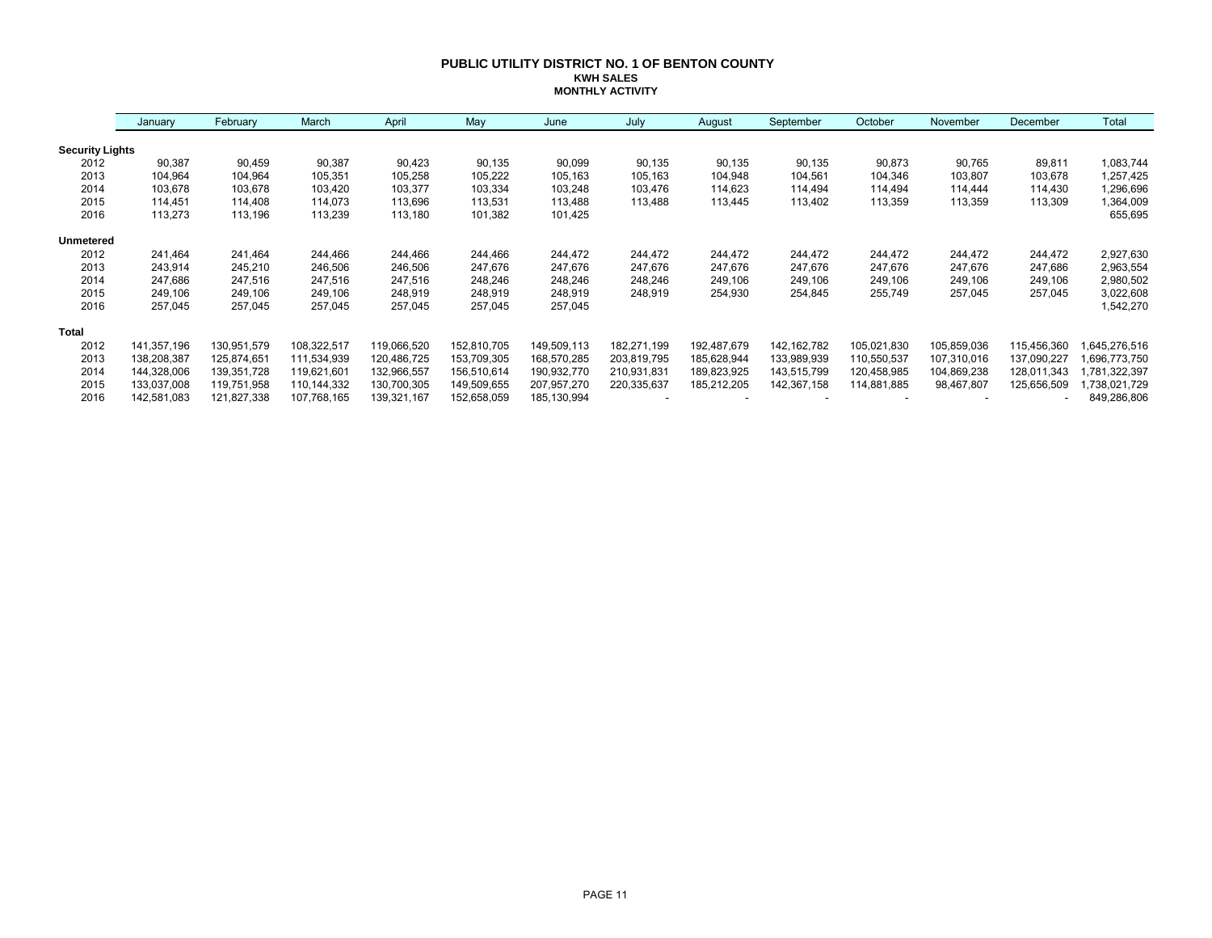# PUBLIC UTILITY DISTRICT NO. 1 OF BENTON COUNTY

## KWH SALES

### MONTHLY ACTIVITY

| | January | February | March | April | May | June | July | August | September | October | November | December | Total |
|---|---|---|---|---|---|---|---|---|---|---|---|---|---|
| **Security Lights** | | | | | | | | | | | | | |
| 2012 | 90,387 | 90,459 | 90,387 | 90,423 | 90,135 | 90,099 | 90,135 | 90,135 | 90,135 | 90,873 | 90,765 | 89,811 | 1,083,744 |
| 2013 | 104,964 | 104,964 | 105,351 | 105,258 | 105,222 | 105,163 | 105,163 | 104,948 | 104,561 | 104,346 | 103,807 | 103,678 | 1,257,425 |
| 2014 | 103,678 | 103,678 | 103,420 | 103,377 | 103,334 | 103,248 | 103,476 | 114,623 | 114,494 | 114,494 | 114,444 | 114,430 | 1,296,696 |
| 2015 | 114,451 | 114,408 | 114,073 | 113,696 | 113,531 | 113,488 | 113,488 | 113,445 | 113,402 | 113,359 | 113,359 | 113,309 | 1,364,009 |
| 2016 | 113,273 | 113,196 | 113,239 | 113,180 | 101,382 | 101,425 | | | | | | | 655,695 |
| **Unmetered** | | | | | | | | | | | | | |
| 2012 | 241,464 | 241,464 | 244,466 | 244,466 | 244,466 | 244,472 | 244,472 | 244,472 | 244,472 | 244,472 | 244,472 | 244,472 | 2,927,630 |
| 2013 | 243,914 | 245,210 | 246,506 | 246,506 | 247,676 | 247,676 | 247,676 | 247,676 | 247,676 | 247,676 | 247,676 | 247,686 | 2,963,554 |
| 2014 | 247,686 | 247,516 | 247,516 | 247,516 | 248,246 | 248,246 | 248,246 | 249,106 | 249,106 | 249,106 | 249,106 | 249,106 | 2,980,502 |
| 2015 | 249,106 | 249,106 | 249,106 | 248,919 | 248,919 | 248,919 | 248,919 | 254,930 | 254,845 | 255,749 | 257,045 | 257,045 | 3,022,608 |
| 2016 | 257,045 | 257,045 | 257,045 | 257,045 | 257,045 | 257,045 | | | | | | | 1,542,270 |
| **Total** | | | | | | | | | | | | | |
| 2012 | 141,357,196 | 130,951,579 | 108,322,517 | 119,066,520 | 152,810,705 | 149,509,113 | 182,271,199 | 192,487,679 | 142,162,782 | 105,021,830 | 105,859,036 | 115,456,360 | 1,645,276,516 |
| 2013 | 138,208,387 | 125,874,651 | 111,534,939 | 120,486,725 | 153,709,305 | 168,570,285 | 203,819,795 | 185,628,944 | 133,989,939 | 110,550,537 | 107,310,016 | 137,090,227 | 1,696,773,750 |
| 2014 | 144,328,006 | 139,351,728 | 119,621,601 | 132,966,557 | 156,510,614 | 190,932,770 | 210,931,831 | 189,823,925 | 143,515,799 | 120,458,985 | 104,869,238 | 128,011,343 | 1,781,322,397 |
| 2015 | 133,037,008 | 119,751,958 | 110,144,332 | 130,700,305 | 149,509,655 | 207,957,270 | 220,335,637 | 185,212,205 | 142,367,158 | 114,881,885 | 98,467,807 | 125,656,509 | 1,738,021,729 |
| 2016 | 142,581,083 | 121,827,338 | 107,768,165 | 139,321,167 | 152,658,059 | 185,130,994 | - | - | - | - | - | - | 849,286,806 |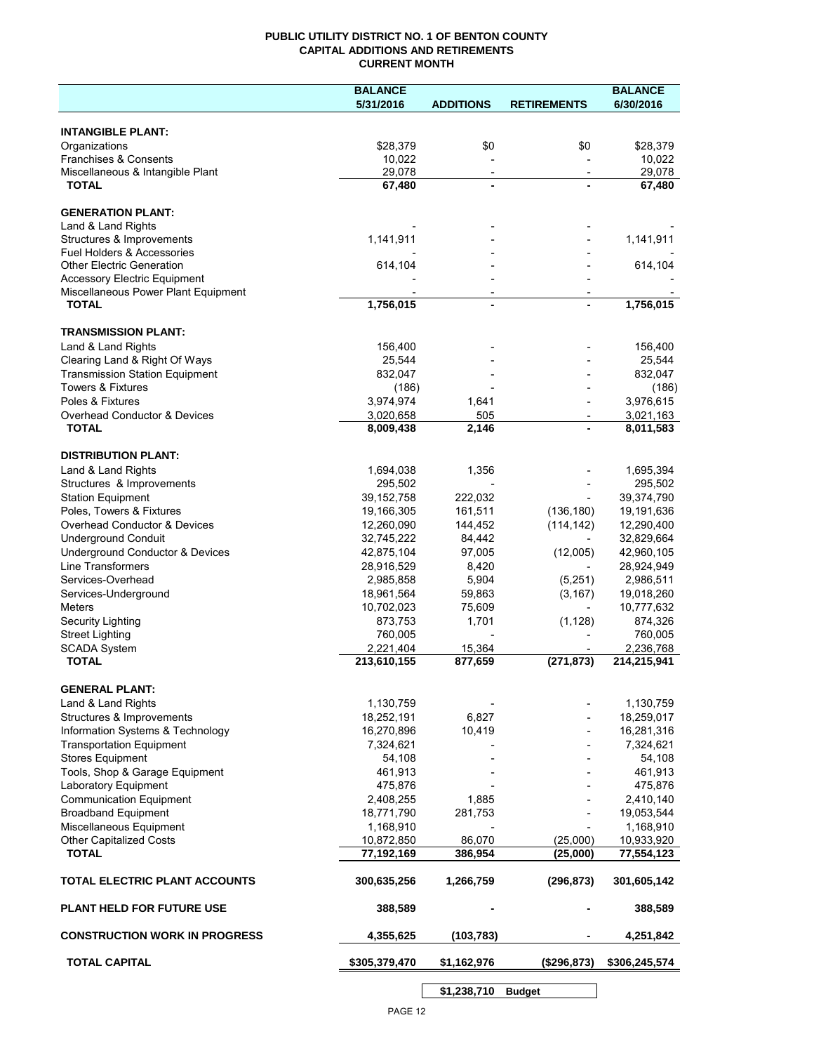**PUBLIC UTILITY DISTRICT NO. 1 OF BENTON COUNTY**
**CAPITAL ADDITIONS AND RETIREMENTS**
**CURRENT MONTH**

| | BALANCE 5/31/2016 | ADDITIONS | RETIREMENTS | BALANCE 6/30/2016 |
|---|---|---|---|---|
| **INTANGIBLE PLANT:** | | | | |
| Organizations | $28,379 | $0 | $0 | $28,379 |
| Franchises & Consents | 10,022 | - | - | 10,022 |
| Miscellaneous & Intangible Plant | 29,078 | - | - | 29,078 |
| **TOTAL** | **67,480** | **-** | **-** | **67,480** |
| **GENERATION PLANT:** | | | | |
| Land & Land Rights | - | - | - | - |
| Structures & Improvements | 1,141,911 | - | - | 1,141,911 |
| Fuel Holders & Accessories | - | - | - | - |
| Other Electric Generation | 614,104 | - | - | 614,104 |
| Accessory Electric Equipment | - | - | - | - |
| Miscellaneous Power Plant Equipment | - | - | - | - |
| **TOTAL** | **1,756,015** | **-** | **-** | **1,756,015** |
| **TRANSMISSION PLANT:** | | | | |
| Land & Land Rights | 156,400 | - | - | 156,400 |
| Clearing Land & Right Of Ways | 25,544 | - | - | 25,544 |
| Transmission Station Equipment | 832,047 | - | - | 832,047 |
| Towers & Fixtures | (186) | - | - | (186) |
| Poles & Fixtures | 3,974,974 | 1,641 | - | 3,976,615 |
| Overhead Conductor & Devices | 3,020,658 | 505 | - | 3,021,163 |
| **TOTAL** | **8,009,438** | **2,146** | **-** | **8,011,583** |
| **DISTRIBUTION PLANT:** | | | | |
| Land & Land Rights | 1,694,038 | 1,356 | - | 1,695,394 |
| Structures & Improvements | 295,502 | - | - | 295,502 |
| Station Equipment | 39,152,758 | 222,032 | - | 39,374,790 |
| Poles, Towers & Fixtures | 19,166,305 | 161,511 | (136,180) | 19,191,636 |
| Overhead Conductor & Devices | 12,260,090 | 144,452 | (114,142) | 12,290,400 |
| Underground Conduit | 32,745,222 | 84,442 | - | 32,829,664 |
| Underground Conductor & Devices | 42,875,104 | 97,005 | (12,005) | 42,960,105 |
| Line Transformers | 28,916,529 | 8,420 | - | 28,924,949 |
| Services-Overhead | 2,985,858 | 5,904 | (5,251) | 2,986,511 |
| Services-Underground | 18,961,564 | 59,863 | (3,167) | 19,018,260 |
| Meters | 10,702,023 | 75,609 | - | 10,777,632 |
| Security Lighting | 873,753 | 1,701 | (1,128) | 874,326 |
| Street Lighting | 760,005 | - | - | 760,005 |
| SCADA System | 2,221,404 | 15,364 | - | 2,236,768 |
| **TOTAL** | **213,610,155** | **877,659** | **(271,873)** | **214,215,941** |
| **GENERAL PLANT:** | | | | |
| Land & Land Rights | 1,130,759 | - | - | 1,130,759 |
| Structures & Improvements | 18,252,191 | 6,827 | - | 18,259,017 |
| Information Systems & Technology | 16,270,896 | 10,419 | - | 16,281,316 |
| Transportation Equipment | 7,324,621 | - | - | 7,324,621 |
| Stores Equipment | 54,108 | - | - | 54,108 |
| Tools, Shop & Garage Equipment | 461,913 | - | - | 461,913 |
| Laboratory Equipment | 475,876 | - | - | 475,876 |
| Communication Equipment | 2,408,255 | 1,885 | - | 2,410,140 |
| Broadband Equipment | 18,771,790 | 281,753 | - | 19,053,544 |
| Miscellaneous Equipment | 1,168,910 | - | - | 1,168,910 |
| Other Capitalized Costs | 10,872,850 | 86,070 | (25,000) | 10,933,920 |
| **TOTAL** | **77,192,169** | **386,954** | **(25,000)** | **77,554,123** |
| **TOTAL ELECTRIC PLANT ACCOUNTS** | **300,635,256** | **1,266,759** | **(296,873)** | **301,605,142** |
| **PLANT HELD FOR FUTURE USE** | **388,589** | **-** | **-** | **388,589** |
| **CONSTRUCTION WORK IN PROGRESS** | **4,355,625** | **(103,783)** | **-** | **4,251,842** |
| **TOTAL CAPITAL** | **$305,379,470** | **$1,162,976** | **($296,873)** | **$306,245,574** |
| | | **$1,238,710** | **Budget** | |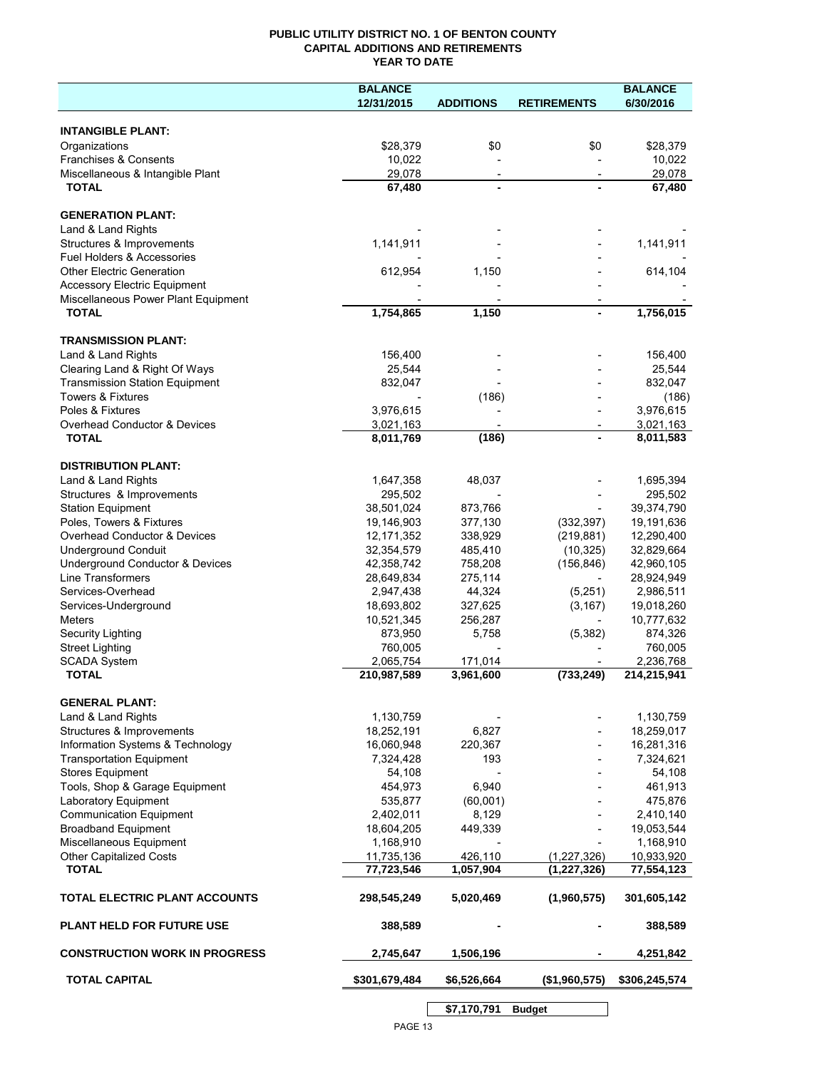# PUBLIC UTILITY DISTRICT NO. 1 OF BENTON COUNTY
## CAPITAL ADDITIONS AND RETIREMENTS
## YEAR TO DATE

| | BALANCE 12/31/2015 | ADDITIONS | RETIREMENTS | BALANCE 6/30/2016 |
|---|---|---|---|---|
| **INTANGIBLE PLANT:** | | | | |
| Organizations | $28,379 | $0 | $0 | $28,379 |
| Franchises & Consents | 10,022 | - | - | 10,022 |
| Miscellaneous & Intangible Plant | 29,078 | - | - | 29,078 |
| **TOTAL** | **67,480** | **-** | **-** | **67,480** |
| **GENERATION PLANT:** | | | | |
| Land & Land Rights | - | - | - | - |
| Structures & Improvements | 1,141,911 | - | - | 1,141,911 |
| Fuel Holders & Accessories | - | - | - | - |
| Other Electric Generation | 612,954 | 1,150 | - | 614,104 |
| Accessory Electric Equipment | - | - | - | - |
| Miscellaneous Power Plant Equipment | - | - | - | - |
| **TOTAL** | **1,754,865** | **1,150** | **-** | **1,756,015** |
| **TRANSMISSION PLANT:** | | | | |
| Land & Land Rights | 156,400 | - | - | 156,400 |
| Clearing Land & Right Of Ways | 25,544 | - | - | 25,544 |
| Transmission Station Equipment | 832,047 | - | - | 832,047 |
| Towers & Fixtures | - | (186) | - | (186) |
| Poles & Fixtures | 3,976,615 | - | - | 3,976,615 |
| Overhead Conductor & Devices | 3,021,163 | - | - | 3,021,163 |
| **TOTAL** | **8,011,769** | **(186)** | **-** | **8,011,583** |
| **DISTRIBUTION PLANT:** | | | | |
| Land & Land Rights | 1,647,358 | 48,037 | - | 1,695,394 |
| Structures & Improvements | 295,502 | - | - | 295,502 |
| Station Equipment | 38,501,024 | 873,766 | - | 39,374,790 |
| Poles, Towers & Fixtures | 19,146,903 | 377,130 | (332,397) | 19,191,636 |
| Overhead Conductor & Devices | 12,171,352 | 338,929 | (219,881) | 12,290,400 |
| Underground Conduit | 32,354,579 | 485,410 | (10,325) | 32,829,664 |
| Underground Conductor & Devices | 42,358,742 | 758,208 | (156,846) | 42,960,105 |
| Line Transformers | 28,649,834 | 275,114 | - | 28,924,949 |
| Services-Overhead | 2,947,438 | 44,324 | (5,251) | 2,986,511 |
| Services-Underground | 18,693,802 | 327,625 | (3,167) | 19,018,260 |
| Meters | 10,521,345 | 256,287 | - | 10,777,632 |
| Security Lighting | 873,950 | 5,758 | (5,382) | 874,326 |
| Street Lighting | 760,005 | - | - | 760,005 |
| SCADA System | 2,065,754 | 171,014 | - | 2,236,768 |
| **TOTAL** | **210,987,589** | **3,961,600** | **(733,249)** | **214,215,941** |
| **GENERAL PLANT:** | | | | |
| Land & Land Rights | 1,130,759 | - | - | 1,130,759 |
| Structures & Improvements | 18,252,191 | 6,827 | - | 18,259,017 |
| Information Systems & Technology | 16,060,948 | 220,367 | - | 16,281,316 |
| Transportation Equipment | 7,324,428 | 193 | - | 7,324,621 |
| Stores Equipment | 54,108 | - | - | 54,108 |
| Tools, Shop & Garage Equipment | 454,973 | 6,940 | - | 461,913 |
| Laboratory Equipment | 535,877 | (60,001) | - | 475,876 |
| Communication Equipment | 2,402,011 | 8,129 | - | 2,410,140 |
| Broadband Equipment | 18,604,205 | 449,339 | - | 19,053,544 |
| Miscellaneous Equipment | 1,168,910 | - | - | 1,168,910 |
| Other Capitalized Costs | 11,735,136 | 426,110 | (1,227,326) | 10,933,920 |
| **TOTAL** | **77,723,546** | **1,057,904** | **(1,227,326)** | **77,554,123** |
| **TOTAL ELECTRIC PLANT ACCOUNTS** | **298,545,249** | **5,020,469** | **(1,960,575)** | **301,605,142** |
| **PLANT HELD FOR FUTURE USE** | **388,589** | **-** | **-** | **388,589** |
| **CONSTRUCTION WORK IN PROGRESS** | **2,745,647** | **1,506,196** | **-** | **4,251,842** |
| **TOTAL CAPITAL** | **$301,679,484** | **$6,526,664** | **($1,960,575)** | **$306,245,574** |
| | | **$7,170,791** | **Budget** | |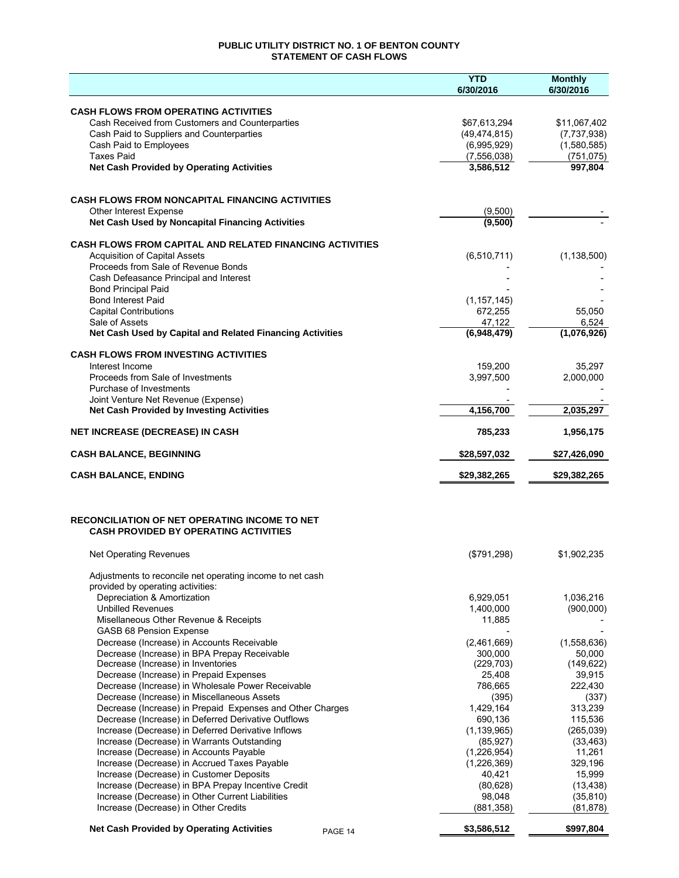# PUBLIC UTILITY DISTRICT NO. 1 OF BENTON COUNTY
## STATEMENT OF CASH FLOWS

| | YTD 6/30/2016 | Monthly 6/30/2016 |
|---|---|---|
| **CASH FLOWS FROM OPERATING ACTIVITIES** | | |
| Cash Received from Customers and Counterparties | $67,613,294 | $11,067,402 |
| Cash Paid to Suppliers and Counterparties | (49,474,815) | (7,737,938) |
| Cash Paid to Employees | (6,995,929) | (1,580,585) |
| Taxes Paid | (7,556,038) | (751,075) |
| **Net Cash Provided by Operating Activities** | **3,586,512** | **997,804** |
| **CASH FLOWS FROM NONCAPITAL FINANCING ACTIVITIES** | | |
| Other Interest Expense | (9,500) | - |
| **Net Cash Used by Noncapital Financing Activities** | **(9,500)** | - |
| **CASH FLOWS FROM CAPITAL AND RELATED FINANCING ACTIVITIES** | | |
| Acquisition of Capital Assets | (6,510,711) | (1,138,500) |
| Proceeds from Sale of Revenue Bonds | - | - |
| Cash Defeasance Principal and Interest | - | - |
| Bond Principal Paid | - | - |
| Bond Interest Paid | (1,157,145) | - |
| Capital Contributions | 672,255 | 55,050 |
| Sale of Assets | 47,122 | 6,524 |
| **Net Cash Used by Capital and Related Financing Activities** | **(6,948,479)** | **(1,076,926)** |
| **CASH FLOWS FROM INVESTING ACTIVITIES** | | |
| Interest Income | 159,200 | 35,297 |
| Proceeds from Sale of Investments | 3,997,500 | 2,000,000 |
| Purchase of Investments | - | - |
| Joint Venture Net Revenue (Expense) | - | - |
| **Net Cash Provided by Investing Activities** | **4,156,700** | **2,035,297** |
| **NET INCREASE (DECREASE) IN CASH** | **785,233** | **1,956,175** |
| **CASH BALANCE, BEGINNING** | **$28,597,032** | **$27,426,090** |
| **CASH BALANCE, ENDING** | **$29,382,265** | **$29,382,265** |

## RECONCILIATION OF NET OPERATING INCOME TO NET CASH PROVIDED BY OPERATING ACTIVITIES

| | YTD 6/30/2016 | Monthly 6/30/2016 |
|---|---|---|
| Net Operating Revenues | ($791,298) | $1,902,235 |
| Adjustments to reconcile net operating income to net cash provided by operating activities: | | |
| Depreciation & Amortization | 6,929,051 | 1,036,216 |
| Unbilled Revenues | 1,400,000 | (900,000) |
| Misellaneous Other Revenue & Receipts | 11,885 | - |
| GASB 68 Pension Expense | - | |
| Decrease (Increase) in Accounts Receivable | (2,461,669) | (1,558,636) |
| Decrease (Increase) in BPA Prepay Receivable | 300,000 | 50,000 |
| Decrease (Increase) in Inventories | (229,703) | (149,622) |
| Decrease (Increase) in Prepaid Expenses | 25,408 | 39,915 |
| Decrease (Increase) in Wholesale Power Receivable | 786,665 | 222,430 |
| Decrease (Increase) in Miscellaneous Assets | (395) | (337) |
| Decrease (Increase) in Prepaid Expenses and Other Charges | 1,429,164 | 313,239 |
| Decrease (Increase) in Deferred Derivative Outflows | 690,136 | 115,536 |
| Increase (Decrease) in Deferred Derivative Inflows | (1,139,965) | (265,039) |
| Increase (Decrease) in Warrants Outstanding | (85,927) | (33,463) |
| Increase (Decrease) in Accounts Payable | (1,226,954) | 11,261 |
| Increase (Decrease) in Accrued Taxes Payable | (1,226,369) | 329,196 |
| Increase (Decrease) in Customer Deposits | 40,421 | 15,999 |
| Increase (Decrease) in BPA Prepay Incentive Credit | (80,628) | (13,438) |
| Increase (Decrease) in Other Current Liabilities | 98,048 | (35,810) |
| Increase (Decrease) in Other Credits | (881,358) | (81,878) |
| **Net Cash Provided by Operating Activities** | **$3,586,512** | **$997,804** |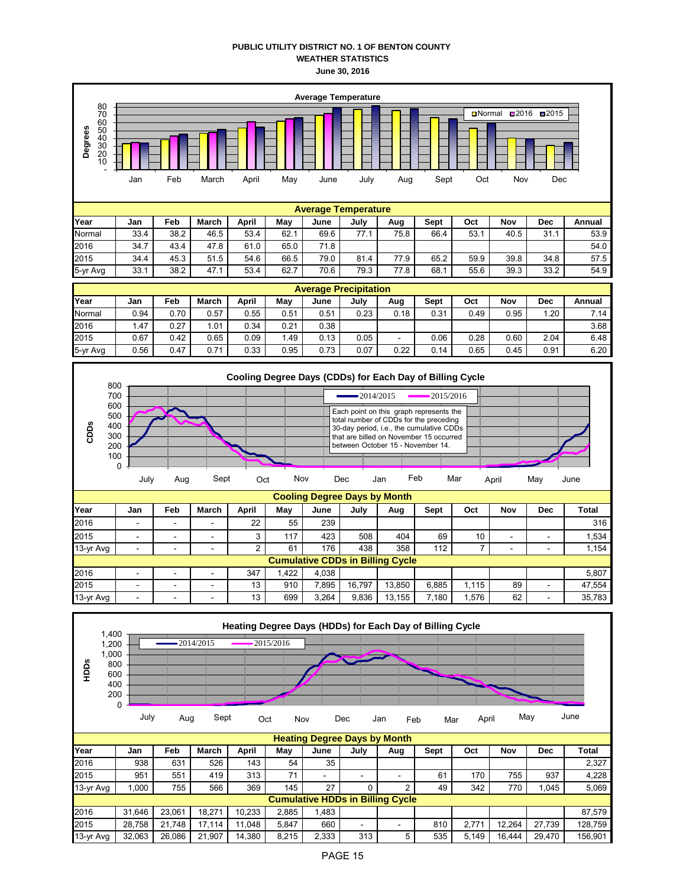**PUBLIC UTILITY DISTRICT NO. 1 OF BENTON COUNTY**
**WEATHER STATISTICS**
**June 30, 2016**

**Average Temperature**

| Year | Jan | Feb | March | April | May | June | July | Aug | Sept | Oct | Nov | Dec | Annual |
|---|---|---|---|---|---|---|---|---|---|---|---|---|---|
| Normal | 33.4 | 38.2 | 46.5 | 53.4 | 62.1 | 69.6 | 77.1 | 75.8 | 66.4 | 53.1 | 40.5 | 31.1 | 53.9 |
| 2016 | 34.7 | 43.4 | 47.8 | 61.0 | 65.0 | 71.8 | | | | | | | 54.0 |
| 2015 | 34.4 | 45.3 | 51.5 | 54.6 | 66.5 | 79.0 | 81.4 | 77.9 | 65.2 | 59.9 | 39.8 | 34.8 | 57.5 |
| 5-yr Avg | 33.1 | 38.2 | 47.1 | 53.4 | 62.7 | 70.6 | 79.3 | 77.8 | 68.1 | 55.6 | 39.3 | 33.2 | 54.9 |

**Average Precipitation**

| Year | Jan | Feb | March | April | May | June | July | Aug | Sept | Oct | Nov | Dec | Annual |
|---|---|---|---|---|---|---|---|---|---|---|---|---|---|
| Normal | 0.94 | 0.70 | 0.57 | 0.55 | 0.51 | 0.51 | 0.23 | 0.18 | 0.31 | 0.49 | 0.95 | 1.20 | 7.14 |
| 2016 | 1.47 | 0.27 | 1.01 | 0.34 | 0.21 | 0.38 | | | | | | | 3.68 |
| 2015 | 0.67 | 0.42 | 0.65 | 0.09 | 1.49 | 0.13 | 0.05 | - | 0.06 | 0.28 | 0.60 | 2.04 | 6.48 |
| 5-yr Avg | 0.56 | 0.47 | 0.71 | 0.33 | 0.95 | 0.73 | 0.07 | 0.22 | 0.14 | 0.65 | 0.45 | 0.91 | 6.20 |

**Cooling Degree Days (CDDs) for Each Day of Billing Cycle**

Each point on this graph represents the total number of CDDs for the preceding 30-day period, i.e., the cumulative CDDs that are billed on November 15 occurred between October 15 - November 14.

**Cooling Degree Days by Month**

| Year | Jan | Feb | March | April | May | June | July | Aug | Sept | Oct | Nov | Dec | Total |
|---|---|---|---|---|---|---|---|---|---|---|---|---|---|
| 2016 | - | - | - | 22 | 55 | 239 | | | | | | | 316 |
| 2015 | - | - | - | 3 | 117 | 423 | 508 | 404 | 69 | 10 | - | - | 1,534 |
| 13-yr Avg | - | - | - | 2 | 61 | 176 | 438 | 358 | 112 | 7 | - | - | 1,154 |
| **Cumulative CDDs in Billing Cycle** | | | | | | | | | | | | | |
| 2016 | - | - | - | 347 | 1,422 | 4,038 | | | | | | | 5,807 |
| 2015 | - | - | - | 13 | 910 | 7,895 | 16,797 | 13,850 | 6,885 | 1,115 | 89 | - | 47,554 |
| 13-yr Avg | - | - | - | 13 | 699 | 3,264 | 9,836 | 13,155 | 7,180 | 1,576 | 62 | - | 35,783 |

**Heating Degree Days (HDDs) for Each Day of Billing Cycle**

**Heating Degree Days by Month**

| Year | Jan | Feb | March | April | May | June | July | Aug | Sept | Oct | Nov | Dec | Total |
|---|---|---|---|---|---|---|---|---|---|---|---|---|---|
| 2016 | 938 | 631 | 526 | 143 | 54 | 35 | | | | | | | 2,327 |
| 2015 | 951 | 551 | 419 | 313 | 71 | - | - | - | 61 | 170 | 755 | 937 | 4,228 |
| 13-yr Avg | 1,000 | 755 | 566 | 369 | 145 | 27 | 0 | 2 | 49 | 342 | 770 | 1,045 | 5,069 |
| **Cumulative HDDs in Billing Cycle** | | | | | | | | | | | | | |
| 2016 | 31,646 | 23,061 | 18,271 | 10,233 | 2,885 | 1,483 | | | | | | | 87,579 |
| 2015 | 28,758 | 21,748 | 17,114 | 11,048 | 5,847 | 660 | - | - | 810 | 2,771 | 12,264 | 27,739 | 128,759 |
| 13-yr Avg | 32,063 | 26,086 | 21,907 | 14,380 | 8,215 | 2,333 | 313 | 5 | 535 | 5,149 | 16,444 | 29,470 | 156,901 |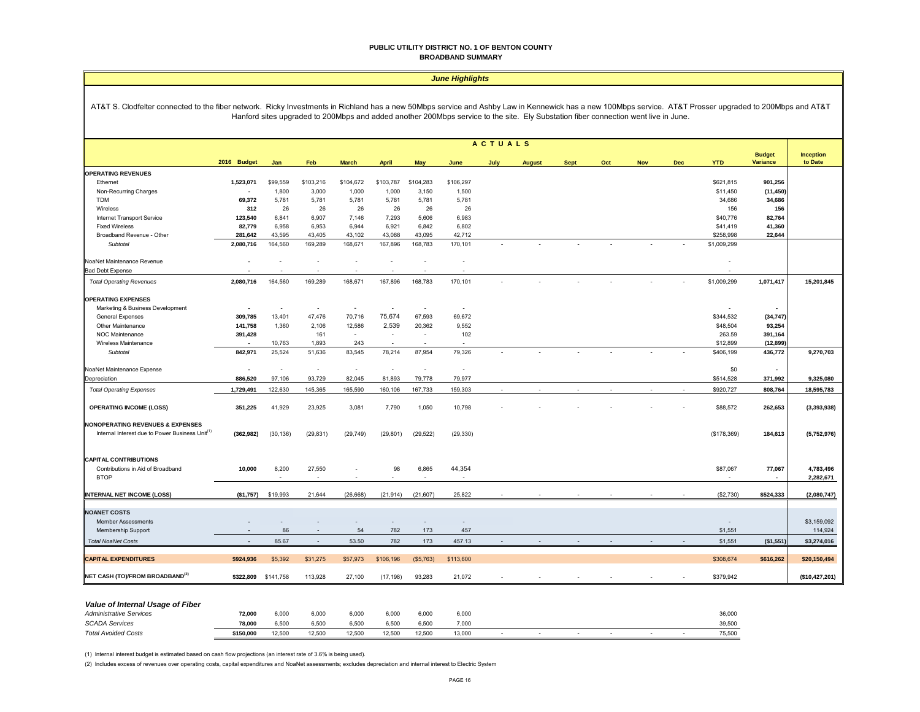# PUBLIC UTILITY DISTRICT NO. 1 OF BENTON COUNTY
## BROADBAND SUMMARY

### *June Highlights*

AT&T S. Clodfelter connected to the fiber network. Ricky Investments in Richland has a new 50Mbps service and Ashby Law in Kennewick has a new 100Mbps service. AT&T Prosser upgraded to 200Mbps and AT&T Hanford sites upgraded to 200Mbps and added another 200Mbps service to the site. Ely Substation fiber connection went live in June.

| | 2016 Budget | Jan | Feb | March | April | May | June | July | August | Sept | Oct | Nov | Dec | YTD | Budget Variance | Inception to Date |
|---|---|---|---|---|---|---|---|---|---|---|---|---|---|---|---|---|
| | | **ACTUALS** | | | | | | | | | | | | | | |
| **OPERATING REVENUES** | | | | | | | | | | | | | | | | |
| Ethernet | 1,523,071 | $99,559 | $103,216 | $104,672 | $103,787 | $104,283 | $106,297 | | | | | | | $621,815 | 901,256 | |
| Non-Recurring Charges | - | 1,800 | 3,000 | 1,000 | 1,000 | 3,150 | 1,500 | | | | | | | $11,450 | (11,450) | |
| TDM | 69,372 | 5,781 | 5,781 | 5,781 | 5,781 | 5,781 | 5,781 | | | | | | | 34,686 | 34,686 | |
| Wireless | 312 | 26 | 26 | 26 | 26 | 26 | 26 | | | | | | | 156 | 156 | |
| Internet Transport Service | 123,540 | 6,841 | 6,907 | 7,146 | 7,293 | 5,606 | 6,983 | | | | | | | $40,776 | 82,764 | |
| Fixed Wireless | 82,779 | 6,958 | 6,953 | 6,944 | 6,921 | 6,842 | 6,802 | | | | | | | $41,419 | 41,360 | |
| Broadband Revenue - Other | 281,642 | 43,595 | 43,405 | 43,102 | 43,088 | 43,095 | 42,712 | | | | | | | $258,998 | 22,644 | |
| *Subtotal* | 2,080,716 | 164,560 | 169,289 | 168,671 | 167,896 | 168,783 | 170,101 | - | - | - | - | - | - | $1,009,299 | | |
| NoaNet Maintenance Revenue | - | - | - | - | - | - | - | | | | | | | - | | |
| Bad Debt Expense | - | - | - | - | - | - | - | | | | | | | - | | |
| *Total Operating Revenues* | 2,080,716 | 164,560 | 169,289 | 168,671 | 167,896 | 168,783 | 170,101 | - | - | - | - | - | - | $1,009,299 | 1,071,417 | 15,201,845 |
| **OPERATING EXPENSES** | | | | | | | | | | | | | | | | |
| Marketing & Business Development | - | - | - | - | - | - | - | | | | | | | - | - | |
| General Expenses | 309,785 | 13,401 | 47,476 | 70,716 | 75,674 | 67,593 | 69,672 | | | | | | | $344,532 | (34,747) | |
| Other Maintenance | 141,758 | 1,360 | 2,106 | 12,586 | 2,539 | 20,362 | 9,552 | | | | | | | $48,504 | 93,254 | |
| NOC Maintenance | 391,428 | - | 161 | - | - | - | 102 | | | | | | | 263.59 | 391,164 | |
| Wireless Maintenance | - | 10,763 | 1,893 | 243 | - | - | - | | | | | | | $12,899 | (12,899) | |
| *Subtotal* | 842,971 | 25,524 | 51,636 | 83,545 | 78,214 | 87,954 | 79,326 | - | - | - | - | - | - | $406,199 | 436,772 | 9,270,703 |
| NoaNet Maintenance Expense | - | - | - | - | - | - | - | | | | | | | $0 | - | |
| Depreciation | 886,520 | 97,106 | 93,729 | 82,045 | 81,893 | 79,778 | 79,977 | | | | | | | $514,528 | 371,992 | 9,325,080 |
| *Total Operating Expenses* | 1,729,491 | 122,630 | 145,365 | 165,590 | 160,106 | 167,733 | 159,303 | - | - | - | - | - | - | $920,727 | 808,764 | 18,595,783 |
| **OPERATING INCOME (LOSS)** | 351,225 | 41,929 | 23,925 | 3,081 | 7,790 | 1,050 | 10,798 | - | - | - | - | - | - | $88,572 | 262,653 | (3,393,938) |
| **NONOPERATING REVENUES & EXPENSES** | | | | | | | | | | | | | | | | |
| Internal Interest due to Power Business Unit[1] | (362,982) | (30,136) | (29,831) | (29,749) | (29,801) | (29,522) | (29,330) | | | | | | | ($178,369) | 184,613 | (5,752,976) |
| **CAPITAL CONTRIBUTIONS** | | | | | | | | | | | | | | | | |
| Contributions in Aid of Broadband | 10,000 | 8,200 | 27,550 | - | 98 | 6,865 | 44,354 | | | | | | | $87,067 | 77,067 | 4,783,496 |
| BTOP | | - | - | - | - | - | - | | | | | | | - | - | 2,282,671 |
| **INTERNAL NET INCOME (LOSS)** | ($1,757) | $19,993 | 21,644 | (26,668) | (21,914) | (21,607) | 25,822 | - | - | - | - | - | - | ($2,730) | $524,333 | (2,080,747) |
| **NOANET COSTS** | | | | | | | | | | | | | | | | |
| Member Assessments | - | - | - | - | - | - | - | | | | | | | - | | $3,159,092 |
| Membership Support | - | 86 | - | 54 | 782 | 173 | 457 | | | | | | | $1,551 | | 114,924 |
| *Total NoaNet Costs* | - | 85.67 | - | 53.50 | 782 | 173 | 457.13 | - | - | - | - | - | - | $1,551 | ($1,551) | $3,274,016 |
| **CAPITAL EXPENDITURES** | $924,936 | $5,392 | $31,275 | $57,973 | $106,196 | ($5,763) | $113,600 | | | | | | | $308,674 | $616,262 | $20,150,494 |
| **NET CASH (TO)/FROM BROADBAND[2]** | $322,809 | $141,758 | 113,928 | 27,100 | (17,198) | 93,283 | 21,072 | - | - | - | - | - | - | $379,942 | | ($10,427,201) |

### *Value of Internal Usage of Fiber*

| | 2016 Budget | Jan | Feb | March | April | May | June | July | August | Sept | Oct | Nov | Dec | YTD |
|---|---|---|---|---|---|---|---|---|---|---|---|---|---|---|
| *Administrative Services* | 72,000 | 6,000 | 6,000 | 6,000 | 6,000 | 6,000 | 6,000 | | | | | | | 36,000 |
| *SCADA Services* | 78,000 | 6,500 | 6,500 | 6,500 | 6,500 | 6,500 | 7,000 | | | | | | | 39,500 |
| *Total Avoided Costs* | $150,000 | 12,500 | 12,500 | 12,500 | 12,500 | 12,500 | 13,000 | - | - | - | - | - | - | 75,500 |

(1) Internal interest budget is estimated based on cash flow projections (an interest rate of 3.6% is being used).

(2) Includes excess of revenues over operating costs, capital expenditures and NoaNet assessments; excludes depreciation and internal interest to Electric System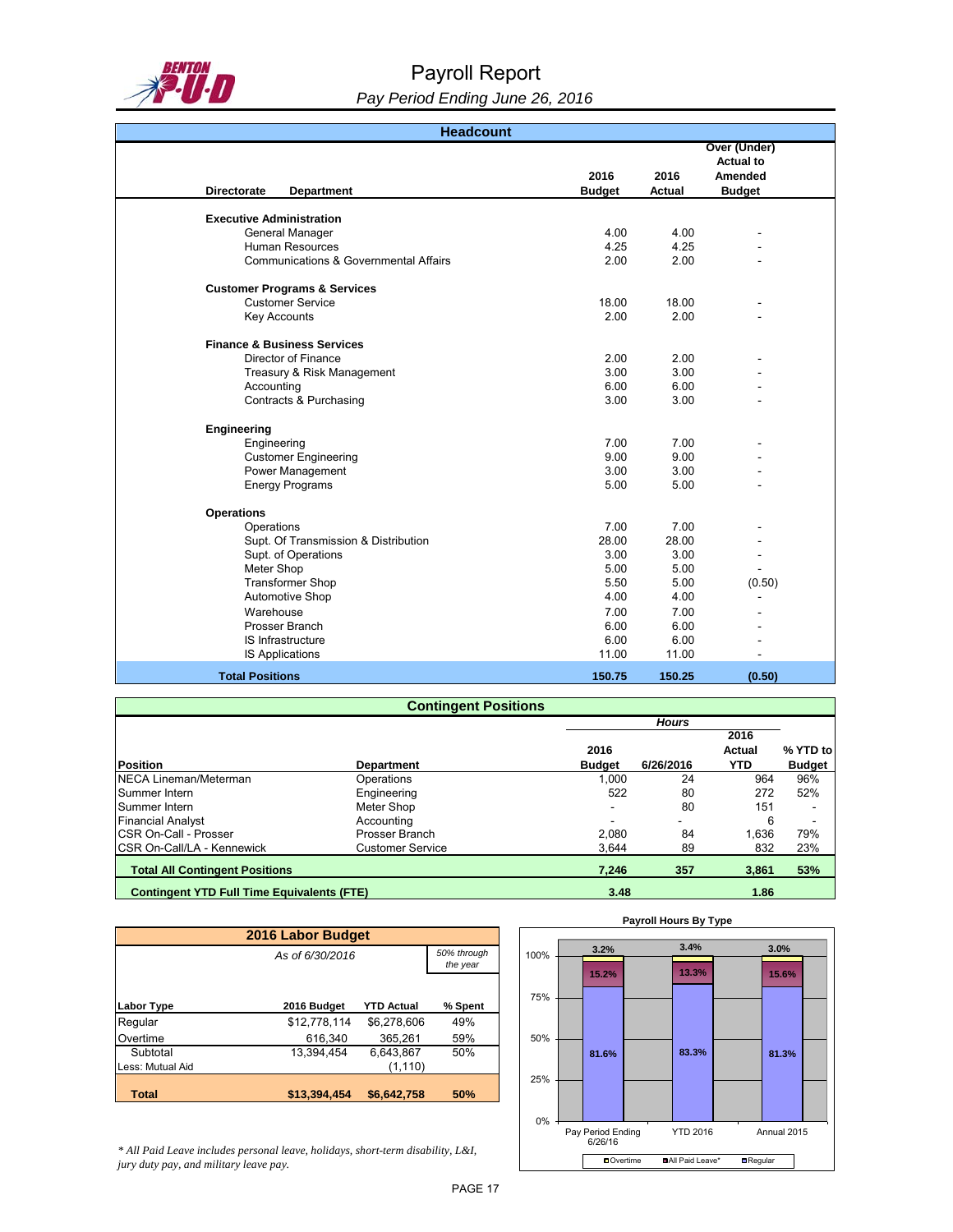# Payroll Report

*Pay Period Ending June 26, 2016*

## Headcount

| Directorate / Department | 2016 Budget | 2016 Actual | Over (Under) Actual to Amended Budget |
|---|---|---|---|
| **Executive Administration** | | | |
| General Manager | 4.00 | 4.00 | - |
| Human Resources | 4.25 | 4.25 | - |
| Communications & Governmental Affairs | 2.00 | 2.00 | - |
| **Customer Programs & Services** | | | |
| Customer Service | 18.00 | 18.00 | - |
| Key Accounts | 2.00 | 2.00 | - |
| **Finance & Business Services** | | | |
| Director of Finance | 2.00 | 2.00 | - |
| Treasury & Risk Management | 3.00 | 3.00 | - |
| Accounting | 6.00 | 6.00 | - |
| Contracts & Purchasing | 3.00 | 3.00 | - |
| **Engineering** | | | |
| Engineering | 7.00 | 7.00 | - |
| Customer Engineering | 9.00 | 9.00 | - |
| Power Management | 3.00 | 3.00 | - |
| Energy Programs | 5.00 | 5.00 | - |
| **Operations** | | | |
| Operations | 7.00 | 7.00 | - |
| Supt. Of Transmission & Distribution | 28.00 | 28.00 | - |
| Supt. of Operations | 3.00 | 3.00 | - |
| Meter Shop | 5.00 | 5.00 | - |
| Transformer Shop | 5.50 | 5.00 | (0.50) |
| Automotive Shop | 4.00 | 4.00 | - |
| Warehouse | 7.00 | 7.00 | - |
| Prosser Branch | 6.00 | 6.00 | - |
| IS Infrastructure | 6.00 | 6.00 | - |
| IS Applications | 11.00 | 11.00 | - |
| **Total Positions** | **150.75** | **150.25** | **(0.50)** |

## Contingent Positions

| Position | Department | Hours: 2016 Budget | Hours: 6/26/2016 | Hours: 2016 Actual YTD | % YTD to Budget |
|---|---|---|---|---|---|
| NECA Lineman/Meterman | Operations | 1,000 | 24 | 964 | 96% |
| Summer Intern | Engineering | 522 | 80 | 272 | 52% |
| Summer Intern | Meter Shop | - | 80 | 151 | - |
| Financial Analyst | Accounting | - | - | 6 | - |
| CSR On-Call - Prosser | Prosser Branch | 2,080 | 84 | 1,636 | 79% |
| CSR On-Call/LA - Kennewick | Customer Service | 3,644 | 89 | 832 | 23% |
| **Total All Contingent Positions** | | **7,246** | **357** | **3,861** | **53%** |
| **Contingent YTD Full Time Equivalents (FTE)** | | **3.48** | | **1.86** | |

## 2016 Labor Budget

*As of 6/30/2016* — *50% through the year*

| Labor Type | 2016 Budget | YTD Actual | % Spent |
|---|---|---|---|
| Regular | $12,778,114 | $6,278,606 | 49% |
| Overtime | 616,340 | 365,261 | 59% |
| Subtotal | 13,394,454 | 6,643,867 | 50% |
| Less: Mutual Aid | | (1,110) | |
| **Total** | **$13,394,454** | **$6,642,758** | **50%** |

**Payroll Hours By Type**

100%
75%
50%
25%
0%

Pay Period Ending 6/26/16: 3.2%, 15.2%, 81.6%
YTD 2016: 3.4%, 13.3%, 83.3%
Annual 2015: 3.0%, 15.6%, 81.3%

Overtime | All Paid Leave* | Regular

*\* All Paid Leave includes personal leave, holidays, short-term disability, L&I, jury duty pay, and military leave pay.*